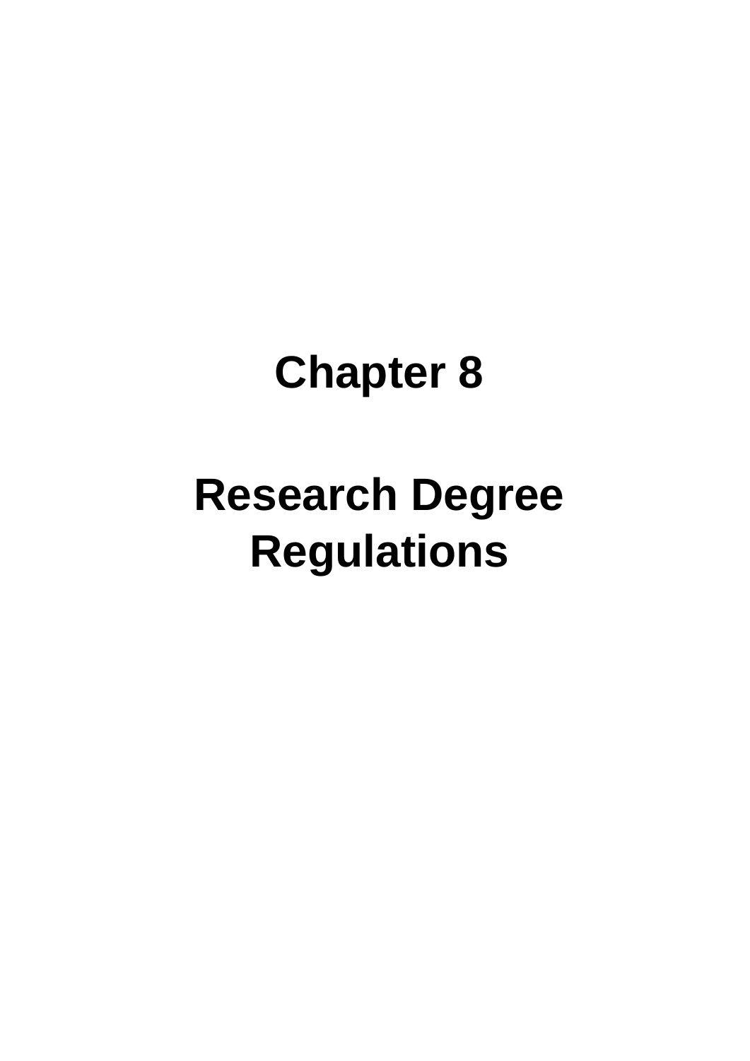# Chapter 8

# Research Degree Regulations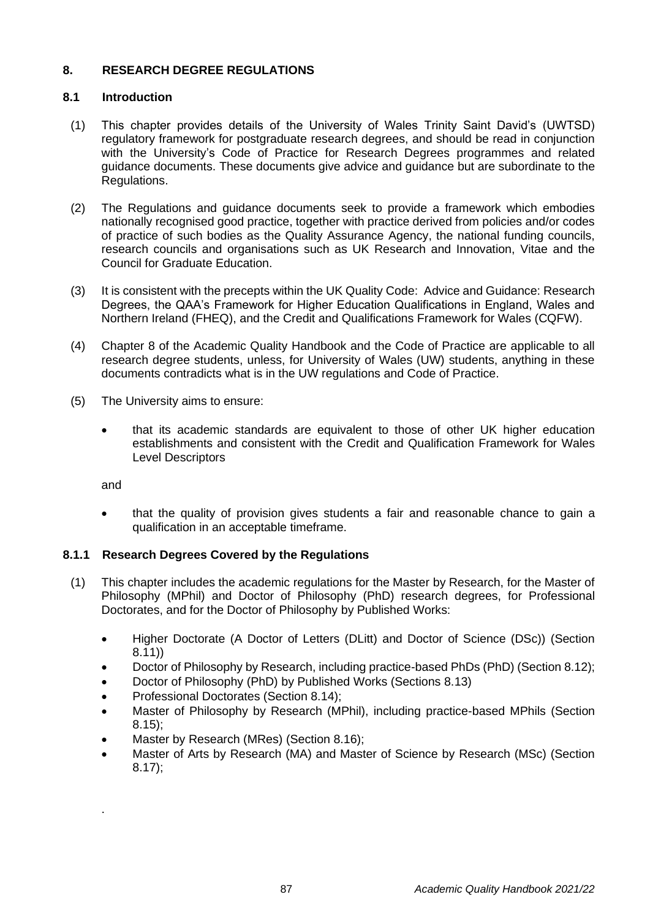## 8. RESEARCH DEGREE REGULATIONS

### 8.1 Introduction

(1) This chapter provides details of the University of Wales Trinity Saint David's (UWTSD) regulatory framework for postgraduate research degrees, and should be read in conjunction with the University's Code of Practice for Research Degrees programmes and related guidance documents. These documents give advice and guidance but are subordinate to the Regulations.

(2) The Regulations and guidance documents seek to provide a framework which embodies nationally recognised good practice, together with practice derived from policies and/or codes of practice of such bodies as the Quality Assurance Agency, the national funding councils, research councils and organisations such as UK Research and Innovation, Vitae and the Council for Graduate Education.

(3) It is consistent with the precepts within the UK Quality Code: Advice and Guidance: Research Degrees, the QAA's Framework for Higher Education Qualifications in England, Wales and Northern Ireland (FHEQ), and the Credit and Qualifications Framework for Wales (CQFW).

(4) Chapter 8 of the Academic Quality Handbook and the Code of Practice are applicable to all research degree students, unless, for University of Wales (UW) students, anything in these documents contradicts what is in the UW regulations and Code of Practice.

(5) The University aims to ensure:

- that its academic standards are equivalent to those of other UK higher education establishments and consistent with the Credit and Qualification Framework for Wales Level Descriptors

and

- that the quality of provision gives students a fair and reasonable chance to gain a qualification in an acceptable timeframe.

### 8.1.1 Research Degrees Covered by the Regulations

(1) This chapter includes the academic regulations for the Master by Research, for the Master of Philosophy (MPhil) and Doctor of Philosophy (PhD) research degrees, for Professional Doctorates, and for the Doctor of Philosophy by Published Works:

- Higher Doctorate (A Doctor of Letters (DLitt) and Doctor of Science (DSc)) (Section 8.11))
- Doctor of Philosophy by Research, including practice-based PhDs (PhD) (Section 8.12);
- Doctor of Philosophy (PhD) by Published Works (Sections 8.13)
- Professional Doctorates (Section 8.14);
- Master of Philosophy by Research (MPhil), including practice-based MPhils (Section 8.15);
- Master by Research (MRes) (Section 8.16);
- Master of Arts by Research (MA) and Master of Science by Research (MSc) (Section 8.17);

.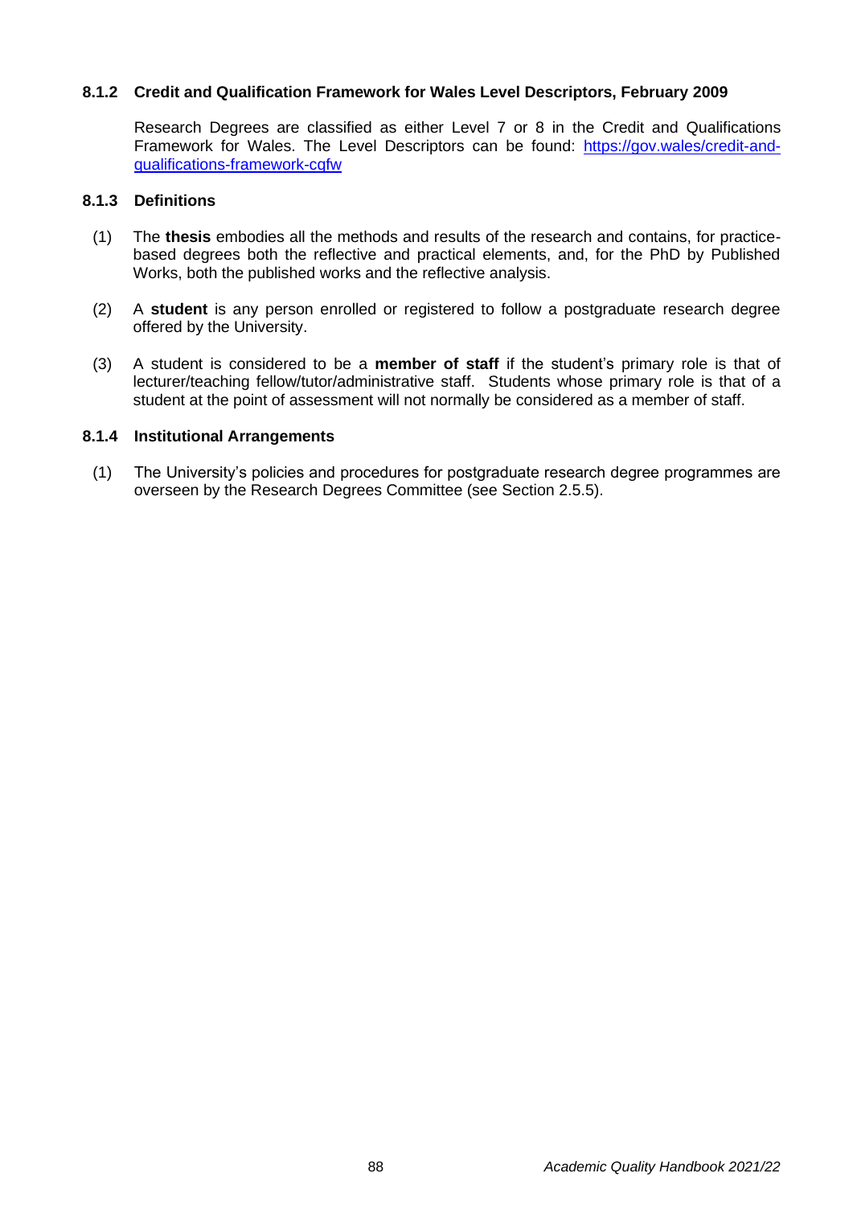### 8.1.2 Credit and Qualification Framework for Wales Level Descriptors, February 2009

Research Degrees are classified as either Level 7 or 8 in the Credit and Qualifications Framework for Wales. The Level Descriptors can be found: [https://gov.wales/credit-and-qualifications-framework-cqfw](https://gov.wales/credit-and-qualifications-framework-cqfw)

### 8.1.3 Definitions

(1) The **thesis** embodies all the methods and results of the research and contains, for practice-based degrees both the reflective and practical elements, and, for the PhD by Published Works, both the published works and the reflective analysis.

(2) A **student** is any person enrolled or registered to follow a postgraduate research degree offered by the University.

(3) A student is considered to be a **member of staff** if the student's primary role is that of lecturer/teaching fellow/tutor/administrative staff. Students whose primary role is that of a student at the point of assessment will not normally be considered as a member of staff.

### 8.1.4 Institutional Arrangements

(1) The University's policies and procedures for postgraduate research degree programmes are overseen by the Research Degrees Committee (see Section 2.5.5).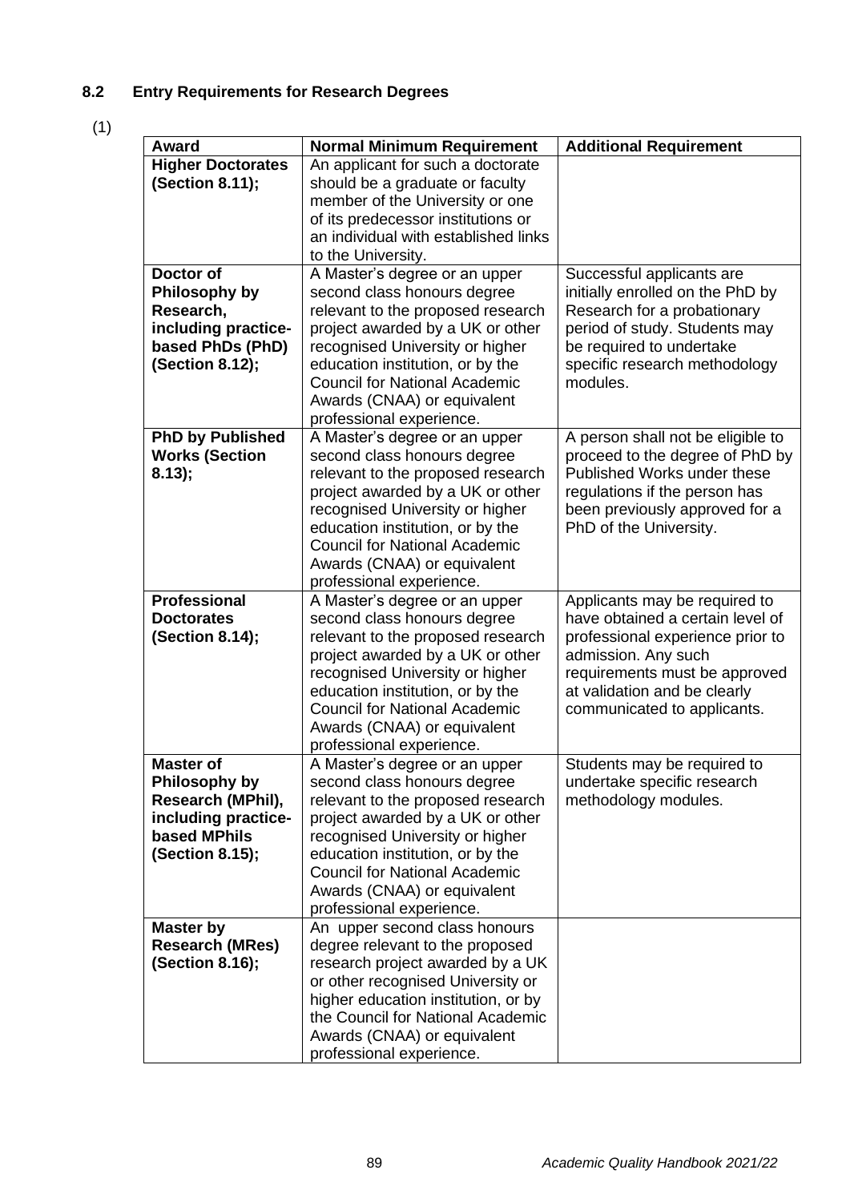### 8.2 Entry Requirements for Research Degrees

(1)

| Award | Normal Minimum Requirement | Additional Requirement |
|---|---|---|
| **Higher Doctorates (Section 8.11);** | An applicant for such a doctorate should be a graduate or faculty member of the University or one of its predecessor institutions or an individual with established links to the University. | |
| **Doctor of Philosophy by Research, including practice-based PhDs (PhD) (Section 8.12);** | A Master's degree or an upper second class honours degree relevant to the proposed research project awarded by a UK or other recognised University or higher education institution, or by the Council for National Academic Awards (CNAA) or equivalent professional experience. | Successful applicants are initially enrolled on the PhD by Research for a probationary period of study. Students may be required to undertake specific research methodology modules. |
| **PhD by Published Works (Section 8.13);** | A Master's degree or an upper second class honours degree relevant to the proposed research project awarded by a UK or other recognised University or higher education institution, or by the Council for National Academic Awards (CNAA) or equivalent professional experience. | A person shall not be eligible to proceed to the degree of PhD by Published Works under these regulations if the person has been previously approved for a PhD of the University. |
| **Professional Doctorates (Section 8.14);** | A Master's degree or an upper second class honours degree relevant to the proposed research project awarded by a UK or other recognised University or higher education institution, or by the Council for National Academic Awards (CNAA) or equivalent professional experience. | Applicants may be required to have obtained a certain level of professional experience prior to admission. Any such requirements must be approved at validation and be clearly communicated to applicants. |
| **Master of Philosophy by Research (MPhil), including practice-based MPhils (Section 8.15);** | A Master's degree or an upper second class honours degree relevant to the proposed research project awarded by a UK or other recognised University or higher education institution, or by the Council for National Academic Awards (CNAA) or equivalent professional experience. | Students may be required to undertake specific research methodology modules. |
| **Master by Research (MRes) (Section 8.16);** | An upper second class honours degree relevant to the proposed research project awarded by a UK or other recognised University or higher education institution, or by the Council for National Academic Awards (CNAA) or equivalent professional experience. | |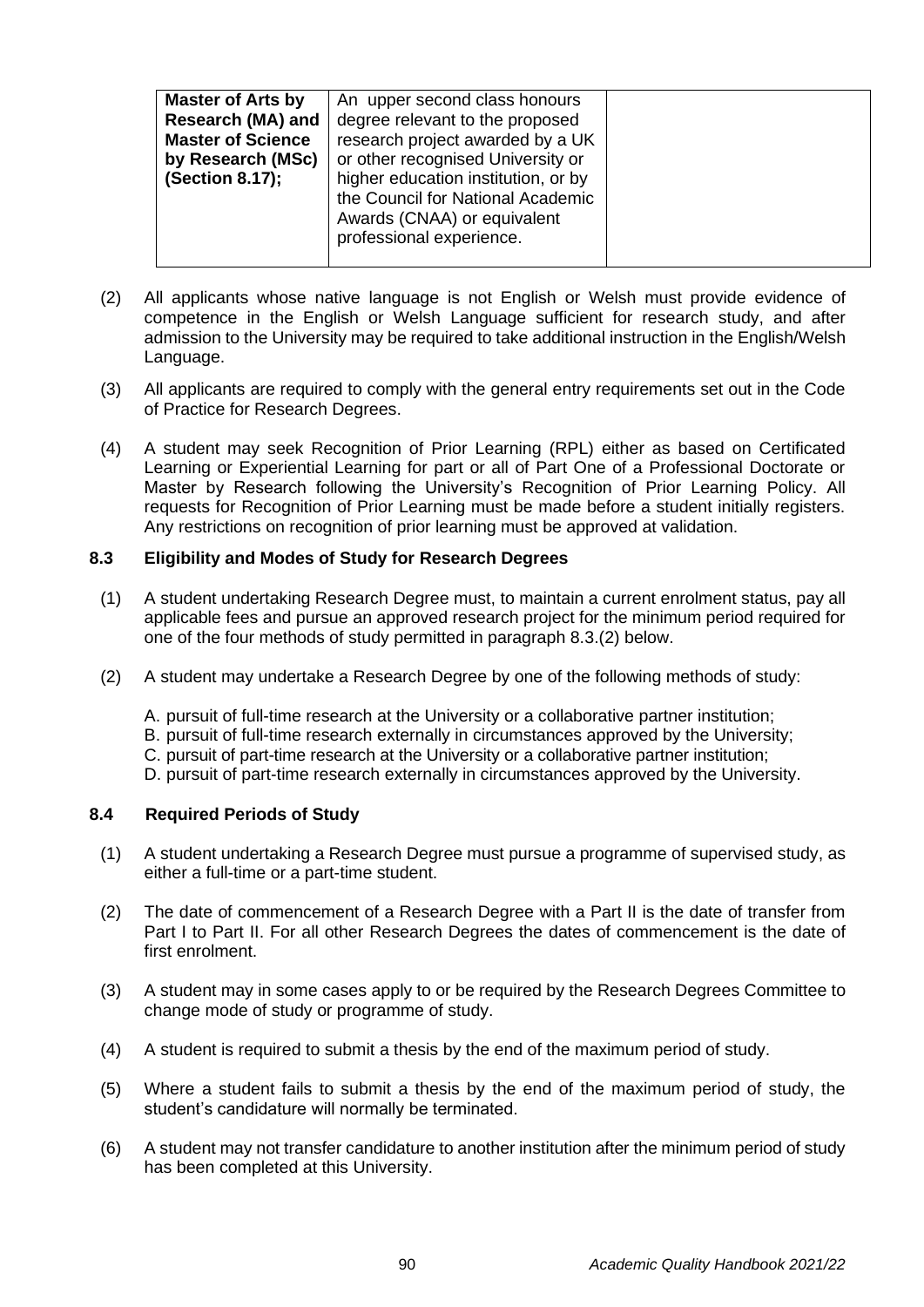| Master of Arts by Research (MA) and Master of Science by Research (MSc) (Section 8.17); | An upper second class honours degree relevant to the proposed research project awarded by a UK or other recognised University or higher education institution, or by the Council for National Academic Awards (CNAA) or equivalent professional experience. | |
|---|---|---|

(2) All applicants whose native language is not English or Welsh must provide evidence of competence in the English or Welsh Language sufficient for research study, and after admission to the University may be required to take additional instruction in the English/Welsh Language.

(3) All applicants are required to comply with the general entry requirements set out in the Code of Practice for Research Degrees.

(4) A student may seek Recognition of Prior Learning (RPL) either as based on Certificated Learning or Experiential Learning for part or all of Part One of a Professional Doctorate or Master by Research following the University's Recognition of Prior Learning Policy. All requests for Recognition of Prior Learning must be made before a student initially registers. Any restrictions on recognition of prior learning must be approved at validation.

### 8.3 Eligibility and Modes of Study for Research Degrees

(1) A student undertaking Research Degree must, to maintain a current enrolment status, pay all applicable fees and pursue an approved research project for the minimum period required for one of the four methods of study permitted in paragraph 8.3.(2) below.

(2) A student may undertake a Research Degree by one of the following methods of study:

A. pursuit of full-time research at the University or a collaborative partner institution;
B. pursuit of full-time research externally in circumstances approved by the University;
C. pursuit of part-time research at the University or a collaborative partner institution;
D. pursuit of part-time research externally in circumstances approved by the University.

### 8.4 Required Periods of Study

(1) A student undertaking a Research Degree must pursue a programme of supervised study, as either a full-time or a part-time student.

(2) The date of commencement of a Research Degree with a Part II is the date of transfer from Part I to Part II. For all other Research Degrees the dates of commencement is the date of first enrolment.

(3) A student may in some cases apply to or be required by the Research Degrees Committee to change mode of study or programme of study.

(4) A student is required to submit a thesis by the end of the maximum period of study.

(5) Where a student fails to submit a thesis by the end of the maximum period of study, the student's candidature will normally be terminated.

(6) A student may not transfer candidature to another institution after the minimum period of study has been completed at this University.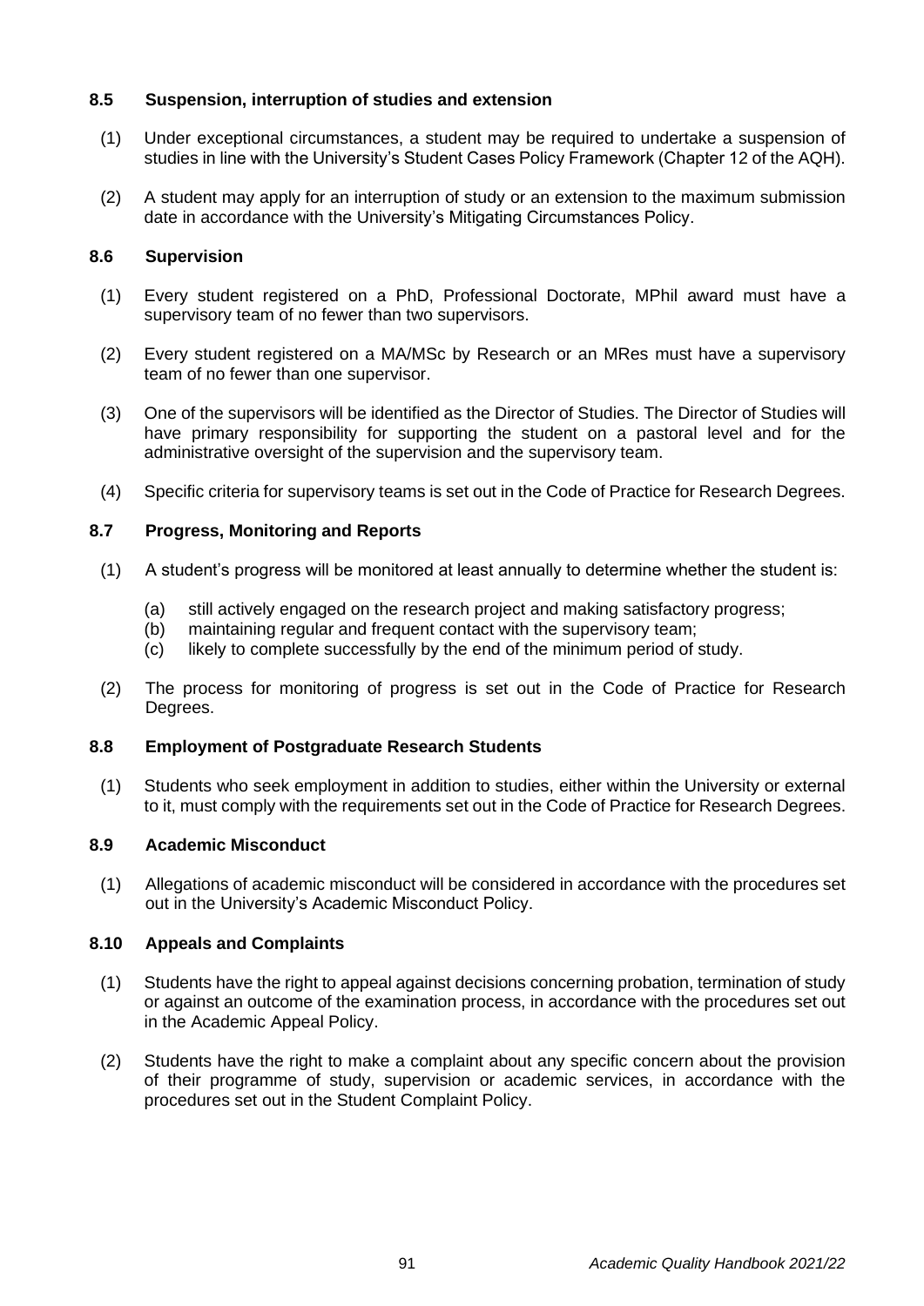### 8.5 Suspension, interruption of studies and extension

(1) Under exceptional circumstances, a student may be required to undertake a suspension of studies in line with the University's Student Cases Policy Framework (Chapter 12 of the AQH).

(2) A student may apply for an interruption of study or an extension to the maximum submission date in accordance with the University's Mitigating Circumstances Policy.

### 8.6 Supervision

(1) Every student registered on a PhD, Professional Doctorate, MPhil award must have a supervisory team of no fewer than two supervisors.

(2) Every student registered on a MA/MSc by Research or an MRes must have a supervisory team of no fewer than one supervisor.

(3) One of the supervisors will be identified as the Director of Studies. The Director of Studies will have primary responsibility for supporting the student on a pastoral level and for the administrative oversight of the supervision and the supervisory team.

(4) Specific criteria for supervisory teams is set out in the Code of Practice for Research Degrees.

### 8.7 Progress, Monitoring and Reports

(1) A student's progress will be monitored at least annually to determine whether the student is:

- (a) still actively engaged on the research project and making satisfactory progress;
- (b) maintaining regular and frequent contact with the supervisory team;
- (c) likely to complete successfully by the end of the minimum period of study.

(2) The process for monitoring of progress is set out in the Code of Practice for Research Degrees.

### 8.8 Employment of Postgraduate Research Students

(1) Students who seek employment in addition to studies, either within the University or external to it, must comply with the requirements set out in the Code of Practice for Research Degrees.

### 8.9 Academic Misconduct

(1) Allegations of academic misconduct will be considered in accordance with the procedures set out in the University's Academic Misconduct Policy.

### 8.10 Appeals and Complaints

(1) Students have the right to appeal against decisions concerning probation, termination of study or against an outcome of the examination process, in accordance with the procedures set out in the Academic Appeal Policy.

(2) Students have the right to make a complaint about any specific concern about the provision of their programme of study, supervision or academic services, in accordance with the procedures set out in the Student Complaint Policy.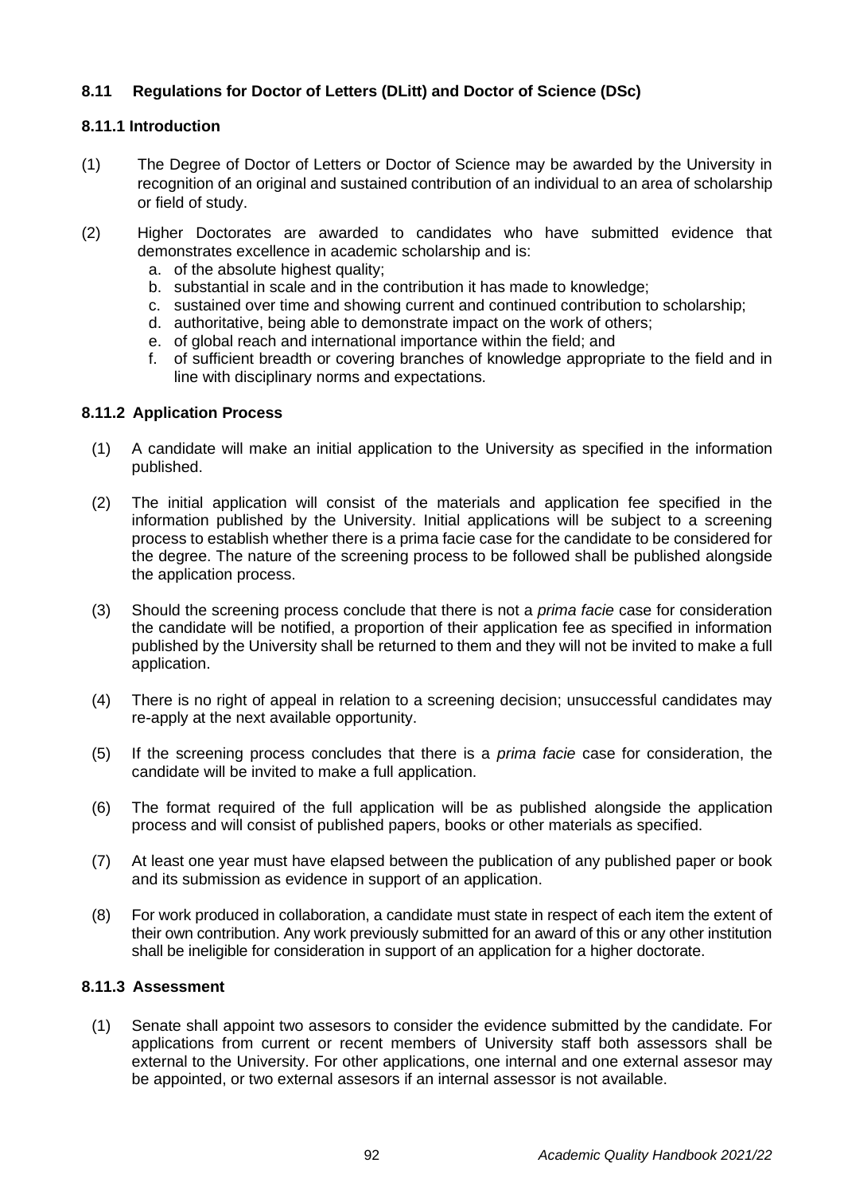## 8.11 Regulations for Doctor of Letters (DLitt) and Doctor of Science (DSc)

### 8.11.1 Introduction

(1) The Degree of Doctor of Letters or Doctor of Science may be awarded by the University in recognition of an original and sustained contribution of an individual to an area of scholarship or field of study.

(2) Higher Doctorates are awarded to candidates who have submitted evidence that demonstrates excellence in academic scholarship and is:

a. of the absolute highest quality;
b. substantial in scale and in the contribution it has made to knowledge;
c. sustained over time and showing current and continued contribution to scholarship;
d. authoritative, being able to demonstrate impact on the work of others;
e. of global reach and international importance within the field; and
f. of sufficient breadth or covering branches of knowledge appropriate to the field and in line with disciplinary norms and expectations.

### 8.11.2 Application Process

(1) A candidate will make an initial application to the University as specified in the information published.

(2) The initial application will consist of the materials and application fee specified in the information published by the University. Initial applications will be subject to a screening process to establish whether there is a prima facie case for the candidate to be considered for the degree. The nature of the screening process to be followed shall be published alongside the application process.

(3) Should the screening process conclude that there is not a *prima facie* case for consideration the candidate will be notified, a proportion of their application fee as specified in information published by the University shall be returned to them and they will not be invited to make a full application.

(4) There is no right of appeal in relation to a screening decision; unsuccessful candidates may re-apply at the next available opportunity.

(5) If the screening process concludes that there is a *prima facie* case for consideration, the candidate will be invited to make a full application.

(6) The format required of the full application will be as published alongside the application process and will consist of published papers, books or other materials as specified.

(7) At least one year must have elapsed between the publication of any published paper or book and its submission as evidence in support of an application.

(8) For work produced in collaboration, a candidate must state in respect of each item the extent of their own contribution. Any work previously submitted for an award of this or any other institution shall be ineligible for consideration in support of an application for a higher doctorate.

### 8.11.3 Assessment

(1) Senate shall appoint two assesors to consider the evidence submitted by the candidate. For applications from current or recent members of University staff both assessors shall be external to the University. For other applications, one internal and one external assesor may be appointed, or two external assesors if an internal assessor is not available.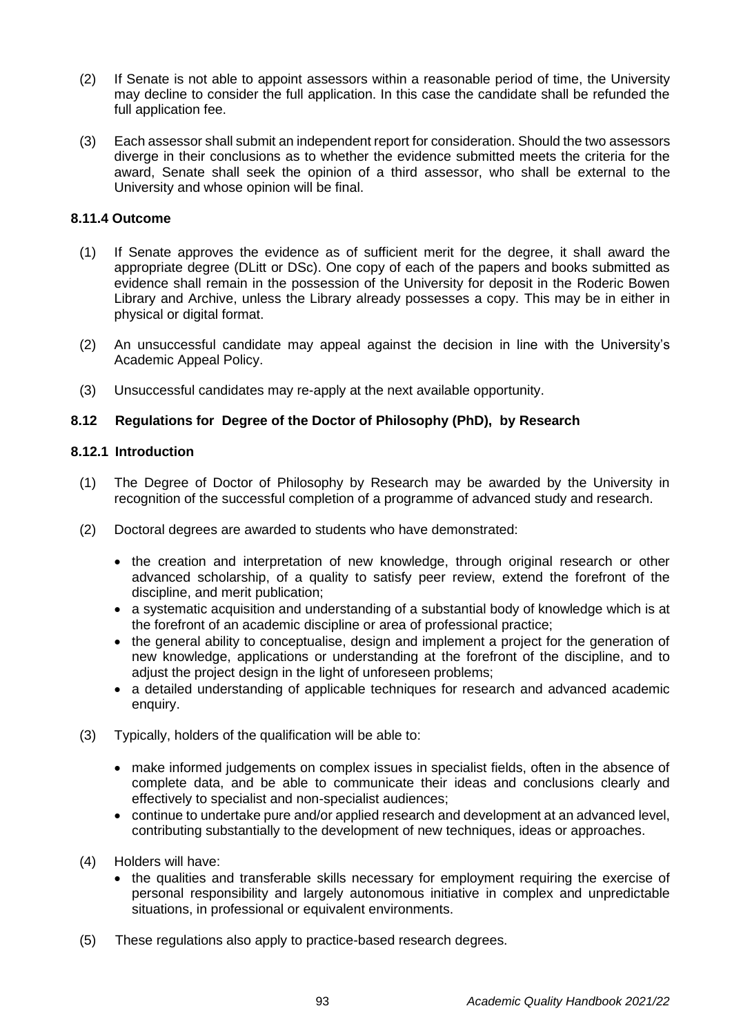(2) If Senate is not able to appoint assessors within a reasonable period of time, the University may decline to consider the full application. In this case the candidate shall be refunded the full application fee.

(3) Each assessor shall submit an independent report for consideration. Should the two assessors diverge in their conclusions as to whether the evidence submitted meets the criteria for the award, Senate shall seek the opinion of a third assessor, who shall be external to the University and whose opinion will be final.

#### 8.11.4 Outcome

(1) If Senate approves the evidence as of sufficient merit for the degree, it shall award the appropriate degree (DLitt or DSc). One copy of each of the papers and books submitted as evidence shall remain in the possession of the University for deposit in the Roderic Bowen Library and Archive, unless the Library already possesses a copy. This may be in either in physical or digital format.

(2) An unsuccessful candidate may appeal against the decision in line with the University's Academic Appeal Policy.

(3) Unsuccessful candidates may re-apply at the next available opportunity.

### 8.12 Regulations for Degree of the Doctor of Philosophy (PhD), by Research

#### 8.12.1 Introduction

(1) The Degree of Doctor of Philosophy by Research may be awarded by the University in recognition of the successful completion of a programme of advanced study and research.

(2) Doctoral degrees are awarded to students who have demonstrated:

- the creation and interpretation of new knowledge, through original research or other advanced scholarship, of a quality to satisfy peer review, extend the forefront of the discipline, and merit publication;
- a systematic acquisition and understanding of a substantial body of knowledge which is at the forefront of an academic discipline or area of professional practice;
- the general ability to conceptualise, design and implement a project for the generation of new knowledge, applications or understanding at the forefront of the discipline, and to adjust the project design in the light of unforeseen problems;
- a detailed understanding of applicable techniques for research and advanced academic enquiry.

(3) Typically, holders of the qualification will be able to:

- make informed judgements on complex issues in specialist fields, often in the absence of complete data, and be able to communicate their ideas and conclusions clearly and effectively to specialist and non-specialist audiences;
- continue to undertake pure and/or applied research and development at an advanced level, contributing substantially to the development of new techniques, ideas or approaches.

(4) Holders will have:

- the qualities and transferable skills necessary for employment requiring the exercise of personal responsibility and largely autonomous initiative in complex and unpredictable situations, in professional or equivalent environments.

(5) These regulations also apply to practice-based research degrees.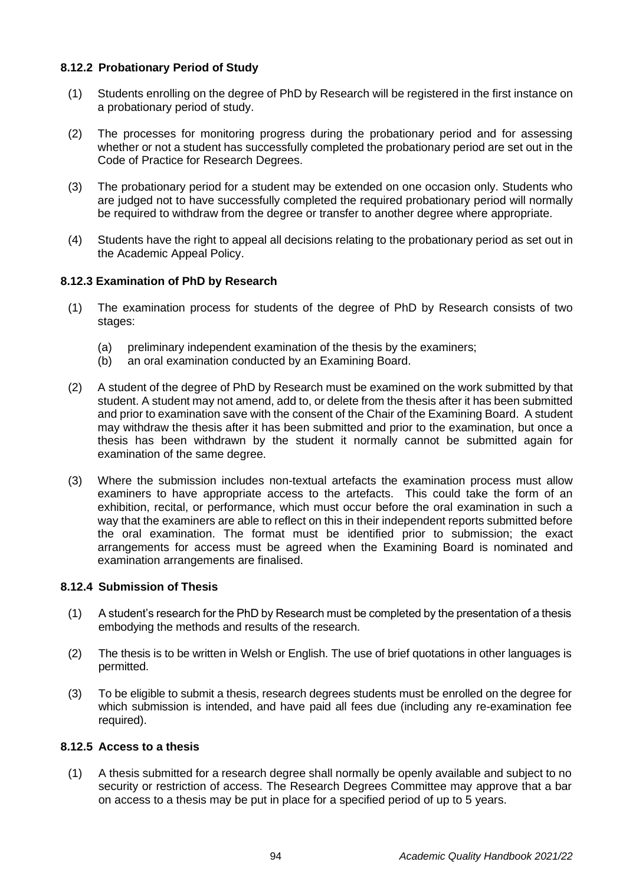#### 8.12.2 Probationary Period of Study

(1) Students enrolling on the degree of PhD by Research will be registered in the first instance on a probationary period of study.

(2) The processes for monitoring progress during the probationary period and for assessing whether or not a student has successfully completed the probationary period are set out in the Code of Practice for Research Degrees.

(3) The probationary period for a student may be extended on one occasion only. Students who are judged not to have successfully completed the required probationary period will normally be required to withdraw from the degree or transfer to another degree where appropriate.

(4) Students have the right to appeal all decisions relating to the probationary period as set out in the Academic Appeal Policy.

#### 8.12.3 Examination of PhD by Research

(1) The examination process for students of the degree of PhD by Research consists of two stages:

  (a) preliminary independent examination of the thesis by the examiners;
  (b) an oral examination conducted by an Examining Board.

(2) A student of the degree of PhD by Research must be examined on the work submitted by that student. A student may not amend, add to, or delete from the thesis after it has been submitted and prior to examination save with the consent of the Chair of the Examining Board. A student may withdraw the thesis after it has been submitted and prior to the examination, but once a thesis has been withdrawn by the student it normally cannot be submitted again for examination of the same degree.

(3) Where the submission includes non-textual artefacts the examination process must allow examiners to have appropriate access to the artefacts. This could take the form of an exhibition, recital, or performance, which must occur before the oral examination in such a way that the examiners are able to reflect on this in their independent reports submitted before the oral examination. The format must be identified prior to submission; the exact arrangements for access must be agreed when the Examining Board is nominated and examination arrangements are finalised.

#### 8.12.4 Submission of Thesis

(1) A student's research for the PhD by Research must be completed by the presentation of a thesis embodying the methods and results of the research.

(2) The thesis is to be written in Welsh or English. The use of brief quotations in other languages is permitted.

(3) To be eligible to submit a thesis, research degrees students must be enrolled on the degree for which submission is intended, and have paid all fees due (including any re-examination fee required).

#### 8.12.5 Access to a thesis

(1) A thesis submitted for a research degree shall normally be openly available and subject to no security or restriction of access. The Research Degrees Committee may approve that a bar on access to a thesis may be put in place for a specified period of up to 5 years.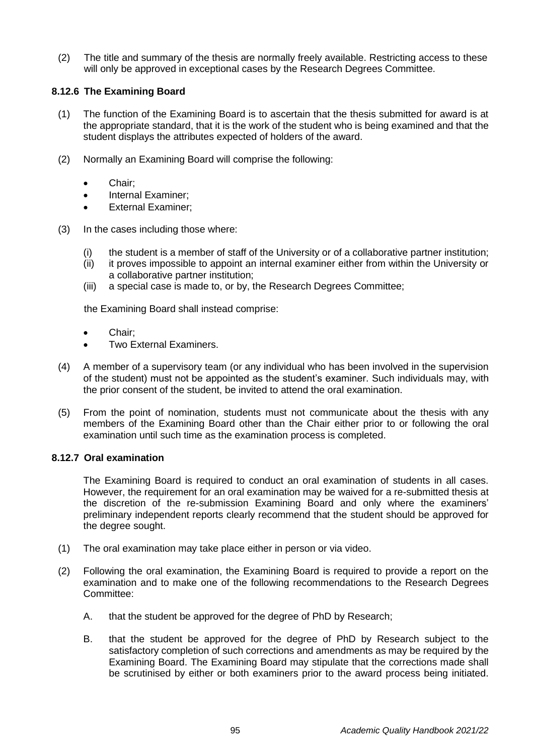(2) The title and summary of the thesis are normally freely available. Restricting access to these will only be approved in exceptional cases by the Research Degrees Committee.

### 8.12.6 The Examining Board

(1) The function of the Examining Board is to ascertain that the thesis submitted for award is at the appropriate standard, that it is the work of the student who is being examined and that the student displays the attributes expected of holders of the award.

(2) Normally an Examining Board will comprise the following:

- Chair;
- Internal Examiner;
- External Examiner;

(3) In the cases including those where:

(i) the student is a member of staff of the University or of a collaborative partner institution;
(ii) it proves impossible to appoint an internal examiner either from within the University or a collaborative partner institution;
(iii) a special case is made to, or by, the Research Degrees Committee;

the Examining Board shall instead comprise:

- Chair;
- Two External Examiners.

(4) A member of a supervisory team (or any individual who has been involved in the supervision of the student) must not be appointed as the student's examiner. Such individuals may, with the prior consent of the student, be invited to attend the oral examination.

(5) From the point of nomination, students must not communicate about the thesis with any members of the Examining Board other than the Chair either prior to or following the oral examination until such time as the examination process is completed.

### 8.12.7 Oral examination

The Examining Board is required to conduct an oral examination of students in all cases. However, the requirement for an oral examination may be waived for a re-submitted thesis at the discretion of the re-submission Examining Board and only where the examiners' preliminary independent reports clearly recommend that the student should be approved for the degree sought.

(1) The oral examination may take place either in person or via video.

(2) Following the oral examination, the Examining Board is required to provide a report on the examination and to make one of the following recommendations to the Research Degrees Committee:

A. that the student be approved for the degree of PhD by Research;

B. that the student be approved for the degree of PhD by Research subject to the satisfactory completion of such corrections and amendments as may be required by the Examining Board. The Examining Board may stipulate that the corrections made shall be scrutinised by either or both examiners prior to the award process being initiated.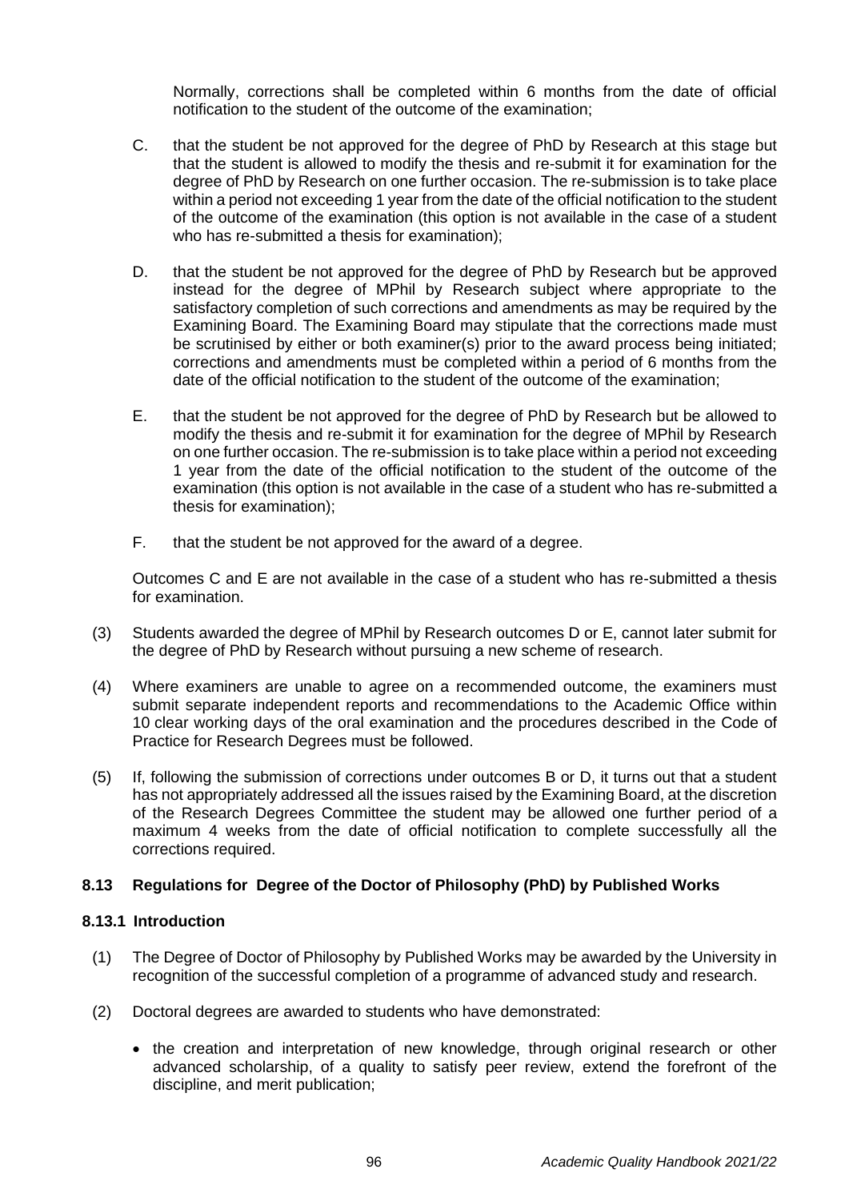Normally, corrections shall be completed within 6 months from the date of official notification to the student of the outcome of the examination;

C. that the student be not approved for the degree of PhD by Research at this stage but that the student is allowed to modify the thesis and re-submit it for examination for the degree of PhD by Research on one further occasion. The re-submission is to take place within a period not exceeding 1 year from the date of the official notification to the student of the outcome of the examination (this option is not available in the case of a student who has re-submitted a thesis for examination);

D. that the student be not approved for the degree of PhD by Research but be approved instead for the degree of MPhil by Research subject where appropriate to the satisfactory completion of such corrections and amendments as may be required by the Examining Board. The Examining Board may stipulate that the corrections made must be scrutinised by either or both examiner(s) prior to the award process being initiated; corrections and amendments must be completed within a period of 6 months from the date of the official notification to the student of the outcome of the examination;

E. that the student be not approved for the degree of PhD by Research but be allowed to modify the thesis and re-submit it for examination for the degree of MPhil by Research on one further occasion. The re-submission is to take place within a period not exceeding 1 year from the date of the official notification to the student of the outcome of the examination (this option is not available in the case of a student who has re-submitted a thesis for examination);

F. that the student be not approved for the award of a degree.

Outcomes C and E are not available in the case of a student who has re-submitted a thesis for examination.

(3) Students awarded the degree of MPhil by Research outcomes D or E, cannot later submit for the degree of PhD by Research without pursuing a new scheme of research.

(4) Where examiners are unable to agree on a recommended outcome, the examiners must submit separate independent reports and recommendations to the Academic Office within 10 clear working days of the oral examination and the procedures described in the Code of Practice for Research Degrees must be followed.

(5) If, following the submission of corrections under outcomes B or D, it turns out that a student has not appropriately addressed all the issues raised by the Examining Board, at the discretion of the Research Degrees Committee the student may be allowed one further period of a maximum 4 weeks from the date of official notification to complete successfully all the corrections required.

### 8.13 Regulations for Degree of the Doctor of Philosophy (PhD) by Published Works

#### 8.13.1 Introduction

(1) The Degree of Doctor of Philosophy by Published Works may be awarded by the University in recognition of the successful completion of a programme of advanced study and research.

(2) Doctoral degrees are awarded to students who have demonstrated:

- the creation and interpretation of new knowledge, through original research or other advanced scholarship, of a quality to satisfy peer review, extend the forefront of the discipline, and merit publication;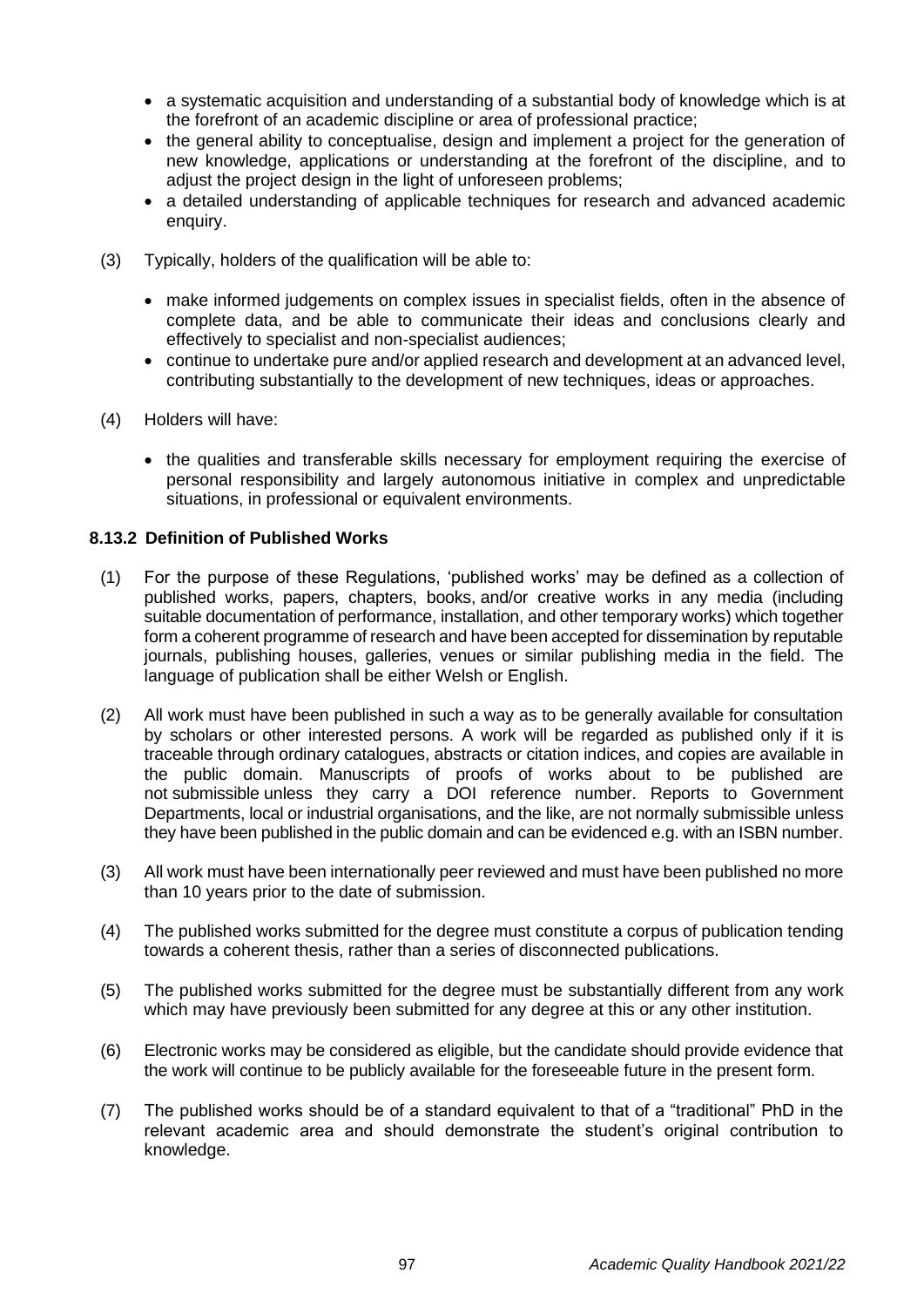- a systematic acquisition and understanding of a substantial body of knowledge which is at the forefront of an academic discipline or area of professional practice;
- the general ability to conceptualise, design and implement a project for the generation of new knowledge, applications or understanding at the forefront of the discipline, and to adjust the project design in the light of unforeseen problems;
- a detailed understanding of applicable techniques for research and advanced academic enquiry.

(3) Typically, holders of the qualification will be able to:

- make informed judgements on complex issues in specialist fields, often in the absence of complete data, and be able to communicate their ideas and conclusions clearly and effectively to specialist and non-specialist audiences;
- continue to undertake pure and/or applied research and development at an advanced level, contributing substantially to the development of new techniques, ideas or approaches.

(4) Holders will have:

- the qualities and transferable skills necessary for employment requiring the exercise of personal responsibility and largely autonomous initiative in complex and unpredictable situations, in professional or equivalent environments.

### 8.13.2 Definition of Published Works

(1) For the purpose of these Regulations, 'published works' may be defined as a collection of published works, papers, chapters, books, and/or creative works in any media (including suitable documentation of performance, installation, and other temporary works) which together form a coherent programme of research and have been accepted for dissemination by reputable journals, publishing houses, galleries, venues or similar publishing media in the field. The language of publication shall be either Welsh or English.

(2) All work must have been published in such a way as to be generally available for consultation by scholars or other interested persons. A work will be regarded as published only if it is traceable through ordinary catalogues, abstracts or citation indices, and copies are available in the public domain. Manuscripts of proofs of works about to be published are not submissible unless they carry a DOI reference number. Reports to Government Departments, local or industrial organisations, and the like, are not normally submissible unless they have been published in the public domain and can be evidenced e.g. with an ISBN number.

(3) All work must have been internationally peer reviewed and must have been published no more than 10 years prior to the date of submission.

(4) The published works submitted for the degree must constitute a corpus of publication tending towards a coherent thesis, rather than a series of disconnected publications.

(5) The published works submitted for the degree must be substantially different from any work which may have previously been submitted for any degree at this or any other institution.

(6) Electronic works may be considered as eligible, but the candidate should provide evidence that the work will continue to be publicly available for the foreseeable future in the present form.

(7) The published works should be of a standard equivalent to that of a "traditional" PhD in the relevant academic area and should demonstrate the student's original contribution to knowledge.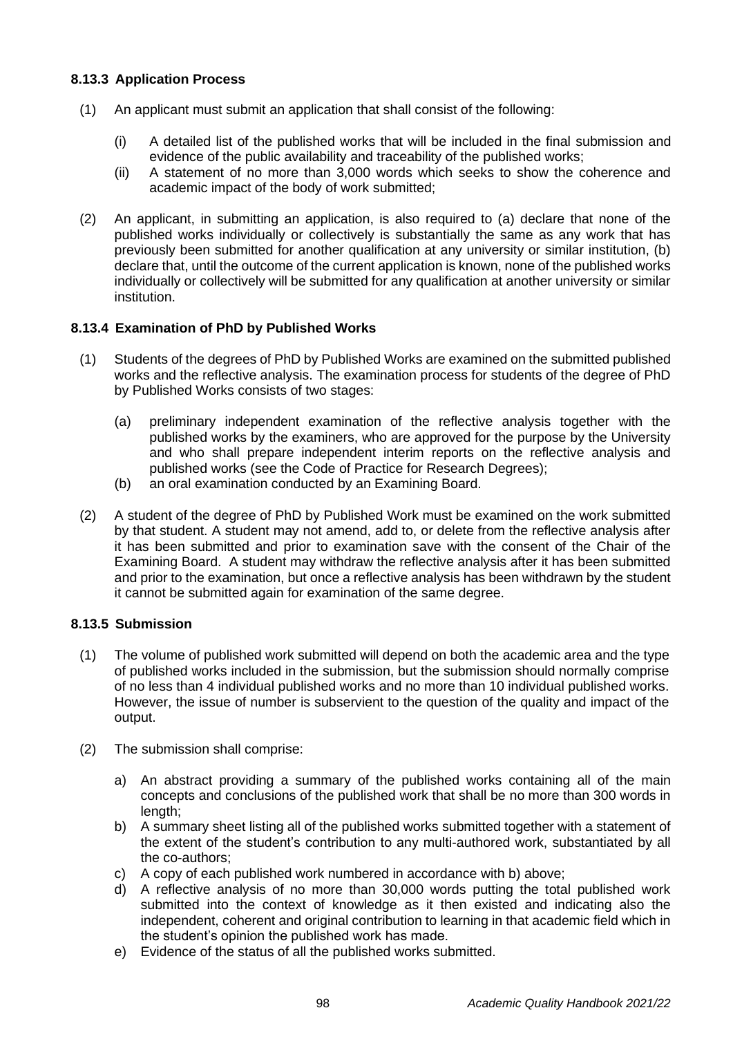### 8.13.3 Application Process

(1) An applicant must submit an application that shall consist of the following:

   (i) A detailed list of the published works that will be included in the final submission and evidence of the public availability and traceability of the published works;
   (ii) A statement of no more than 3,000 words which seeks to show the coherence and academic impact of the body of work submitted;

(2) An applicant, in submitting an application, is also required to (a) declare that none of the published works individually or collectively is substantially the same as any work that has previously been submitted for another qualification at any university or similar institution, (b) declare that, until the outcome of the current application is known, none of the published works individually or collectively will be submitted for any qualification at another university or similar institution.

### 8.13.4 Examination of PhD by Published Works

(1) Students of the degrees of PhD by Published Works are examined on the submitted published works and the reflective analysis. The examination process for students of the degree of PhD by Published Works consists of two stages:

   (a) preliminary independent examination of the reflective analysis together with the published works by the examiners, who are approved for the purpose by the University and who shall prepare independent interim reports on the reflective analysis and published works (see the Code of Practice for Research Degrees);
   (b) an oral examination conducted by an Examining Board.

(2) A student of the degree of PhD by Published Work must be examined on the work submitted by that student. A student may not amend, add to, or delete from the reflective analysis after it has been submitted and prior to examination save with the consent of the Chair of the Examining Board. A student may withdraw the reflective analysis after it has been submitted and prior to the examination, but once a reflective analysis has been withdrawn by the student it cannot be submitted again for examination of the same degree.

### 8.13.5 Submission

(1) The volume of published work submitted will depend on both the academic area and the type of published works included in the submission, but the submission should normally comprise of no less than 4 individual published works and no more than 10 individual published works. However, the issue of number is subservient to the question of the quality and impact of the output.

(2) The submission shall comprise:

   a) An abstract providing a summary of the published works containing all of the main concepts and conclusions of the published work that shall be no more than 300 words in length;
   b) A summary sheet listing all of the published works submitted together with a statement of the extent of the student's contribution to any multi-authored work, substantiated by all the co-authors;
   c) A copy of each published work numbered in accordance with b) above;
   d) A reflective analysis of no more than 30,000 words putting the total published work submitted into the context of knowledge as it then existed and indicating also the independent, coherent and original contribution to learning in that academic field which in the student's opinion the published work has made.
   e) Evidence of the status of all the published works submitted.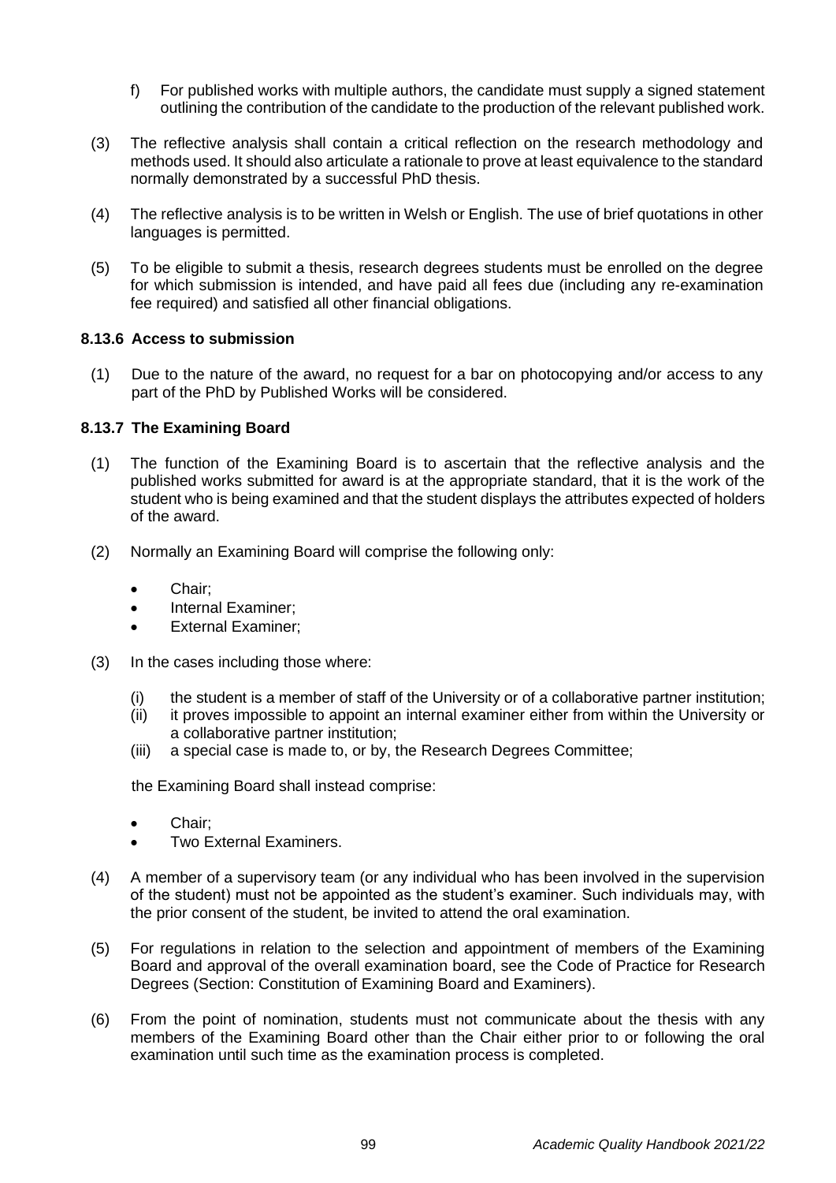f) For published works with multiple authors, the candidate must supply a signed statement outlining the contribution of the candidate to the production of the relevant published work.

(3) The reflective analysis shall contain a critical reflection on the research methodology and methods used. It should also articulate a rationale to prove at least equivalence to the standard normally demonstrated by a successful PhD thesis.

(4) The reflective analysis is to be written in Welsh or English. The use of brief quotations in other languages is permitted.

(5) To be eligible to submit a thesis, research degrees students must be enrolled on the degree for which submission is intended, and have paid all fees due (including any re-examination fee required) and satisfied all other financial obligations.

### 8.13.6 Access to submission

(1) Due to the nature of the award, no request for a bar on photocopying and/or access to any part of the PhD by Published Works will be considered.

### 8.13.7 The Examining Board

(1) The function of the Examining Board is to ascertain that the reflective analysis and the published works submitted for award is at the appropriate standard, that it is the work of the student who is being examined and that the student displays the attributes expected of holders of the award.

(2) Normally an Examining Board will comprise the following only:

- Chair;
- Internal Examiner;
- External Examiner;

(3) In the cases including those where:

(i) the student is a member of staff of the University or of a collaborative partner institution;
(ii) it proves impossible to appoint an internal examiner either from within the University or a collaborative partner institution;
(iii) a special case is made to, or by, the Research Degrees Committee;

the Examining Board shall instead comprise:

- Chair;
- Two External Examiners.

(4) A member of a supervisory team (or any individual who has been involved in the supervision of the student) must not be appointed as the student's examiner. Such individuals may, with the prior consent of the student, be invited to attend the oral examination.

(5) For regulations in relation to the selection and appointment of members of the Examining Board and approval of the overall examination board, see the Code of Practice for Research Degrees (Section: Constitution of Examining Board and Examiners).

(6) From the point of nomination, students must not communicate about the thesis with any members of the Examining Board other than the Chair either prior to or following the oral examination until such time as the examination process is completed.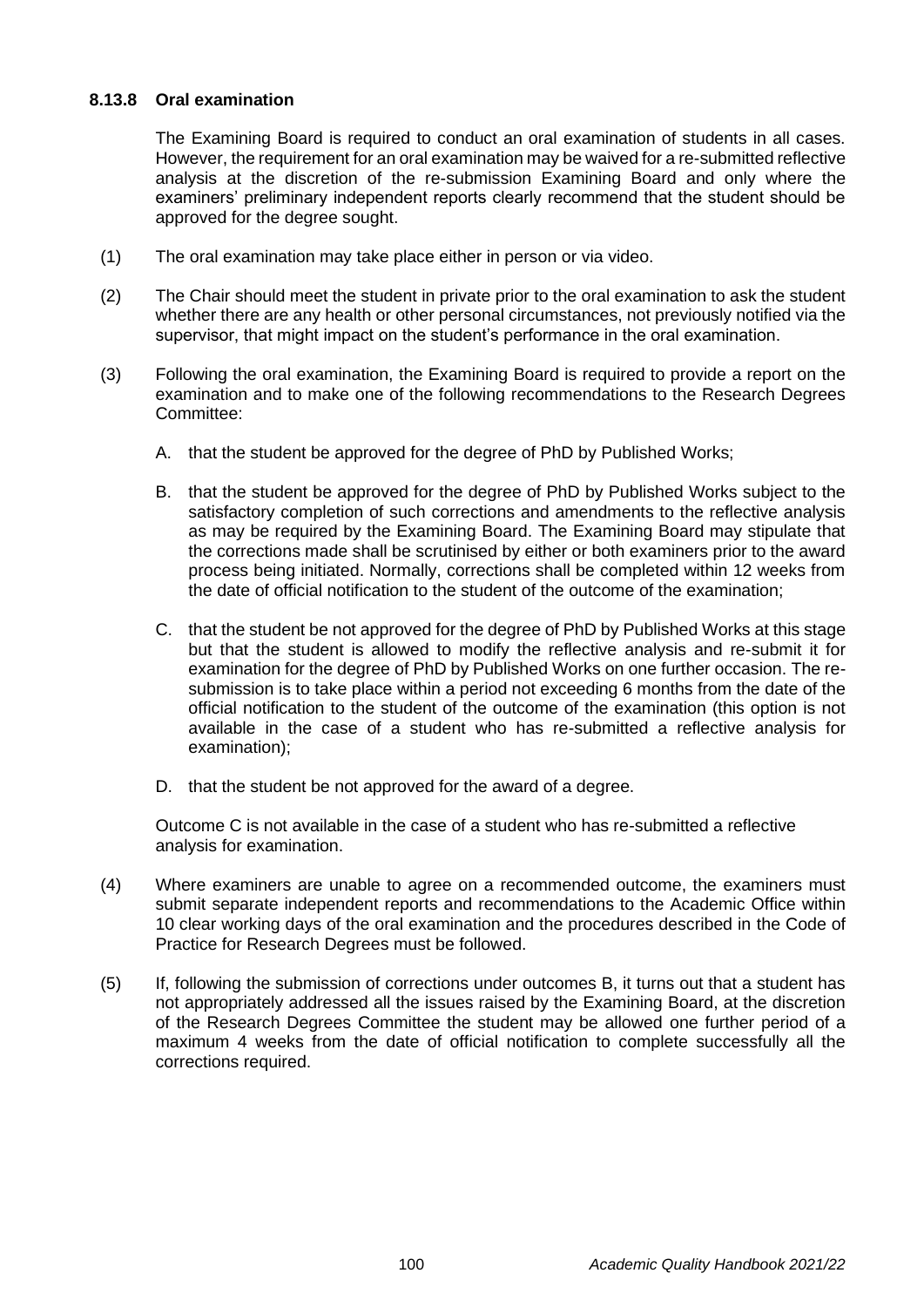#### 8.13.8 Oral examination

The Examining Board is required to conduct an oral examination of students in all cases. However, the requirement for an oral examination may be waived for a re-submitted reflective analysis at the discretion of the re-submission Examining Board and only where the examiners' preliminary independent reports clearly recommend that the student should be approved for the degree sought.

(1) The oral examination may take place either in person or via video.

(2) The Chair should meet the student in private prior to the oral examination to ask the student whether there are any health or other personal circumstances, not previously notified via the supervisor, that might impact on the student's performance in the oral examination.

(3) Following the oral examination, the Examining Board is required to provide a report on the examination and to make one of the following recommendations to the Research Degrees Committee:

A. that the student be approved for the degree of PhD by Published Works;

B. that the student be approved for the degree of PhD by Published Works subject to the satisfactory completion of such corrections and amendments to the reflective analysis as may be required by the Examining Board. The Examining Board may stipulate that the corrections made shall be scrutinised by either or both examiners prior to the award process being initiated. Normally, corrections shall be completed within 12 weeks from the date of official notification to the student of the outcome of the examination;

C. that the student be not approved for the degree of PhD by Published Works at this stage but that the student is allowed to modify the reflective analysis and re-submit it for examination for the degree of PhD by Published Works on one further occasion. The re-submission is to take place within a period not exceeding 6 months from the date of the official notification to the student of the outcome of the examination (this option is not available in the case of a student who has re-submitted a reflective analysis for examination);

D. that the student be not approved for the award of a degree.

Outcome C is not available in the case of a student who has re-submitted a reflective analysis for examination.

(4) Where examiners are unable to agree on a recommended outcome, the examiners must submit separate independent reports and recommendations to the Academic Office within 10 clear working days of the oral examination and the procedures described in the Code of Practice for Research Degrees must be followed.

(5) If, following the submission of corrections under outcomes B, it turns out that a student has not appropriately addressed all the issues raised by the Examining Board, at the discretion of the Research Degrees Committee the student may be allowed one further period of a maximum 4 weeks from the date of official notification to complete successfully all the corrections required.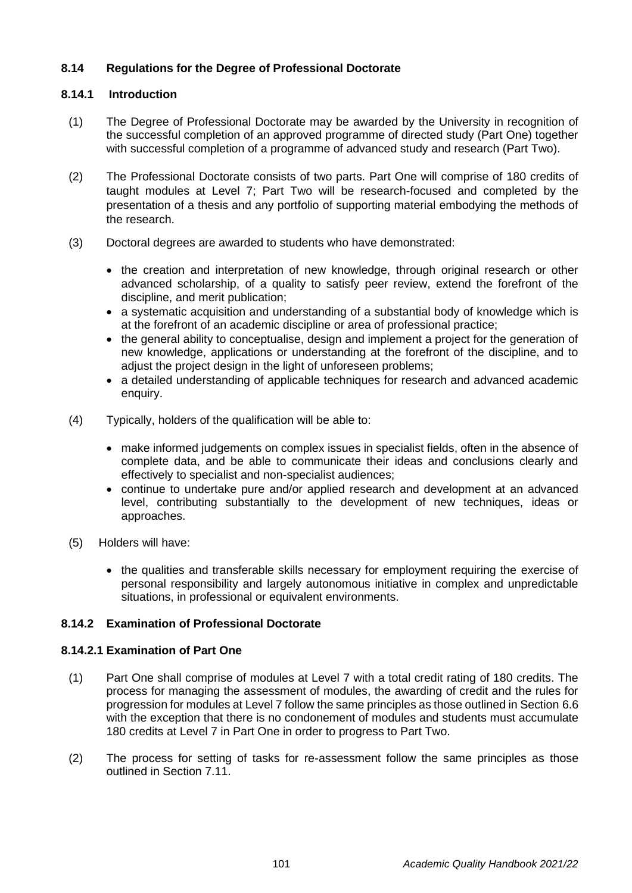## 8.14 Regulations for the Degree of Professional Doctorate

### 8.14.1 Introduction

(1) The Degree of Professional Doctorate may be awarded by the University in recognition of the successful completion of an approved programme of directed study (Part One) together with successful completion of a programme of advanced study and research (Part Two).

(2) The Professional Doctorate consists of two parts. Part One will comprise of 180 credits of taught modules at Level 7; Part Two will be research-focused and completed by the presentation of a thesis and any portfolio of supporting material embodying the methods of the research.

(3) Doctoral degrees are awarded to students who have demonstrated:

- the creation and interpretation of new knowledge, through original research or other advanced scholarship, of a quality to satisfy peer review, extend the forefront of the discipline, and merit publication;
- a systematic acquisition and understanding of a substantial body of knowledge which is at the forefront of an academic discipline or area of professional practice;
- the general ability to conceptualise, design and implement a project for the generation of new knowledge, applications or understanding at the forefront of the discipline, and to adjust the project design in the light of unforeseen problems;
- a detailed understanding of applicable techniques for research and advanced academic enquiry.

(4) Typically, holders of the qualification will be able to:

- make informed judgements on complex issues in specialist fields, often in the absence of complete data, and be able to communicate their ideas and conclusions clearly and effectively to specialist and non-specialist audiences;
- continue to undertake pure and/or applied research and development at an advanced level, contributing substantially to the development of new techniques, ideas or approaches.

(5) Holders will have:

- the qualities and transferable skills necessary for employment requiring the exercise of personal responsibility and largely autonomous initiative in complex and unpredictable situations, in professional or equivalent environments.

### 8.14.2 Examination of Professional Doctorate

#### 8.14.2.1 Examination of Part One

(1) Part One shall comprise of modules at Level 7 with a total credit rating of 180 credits. The process for managing the assessment of modules, the awarding of credit and the rules for progression for modules at Level 7 follow the same principles as those outlined in Section 6.6 with the exception that there is no condonement of modules and students must accumulate 180 credits at Level 7 in Part One in order to progress to Part Two.

(2) The process for setting of tasks for re-assessment follow the same principles as those outlined in Section 7.11.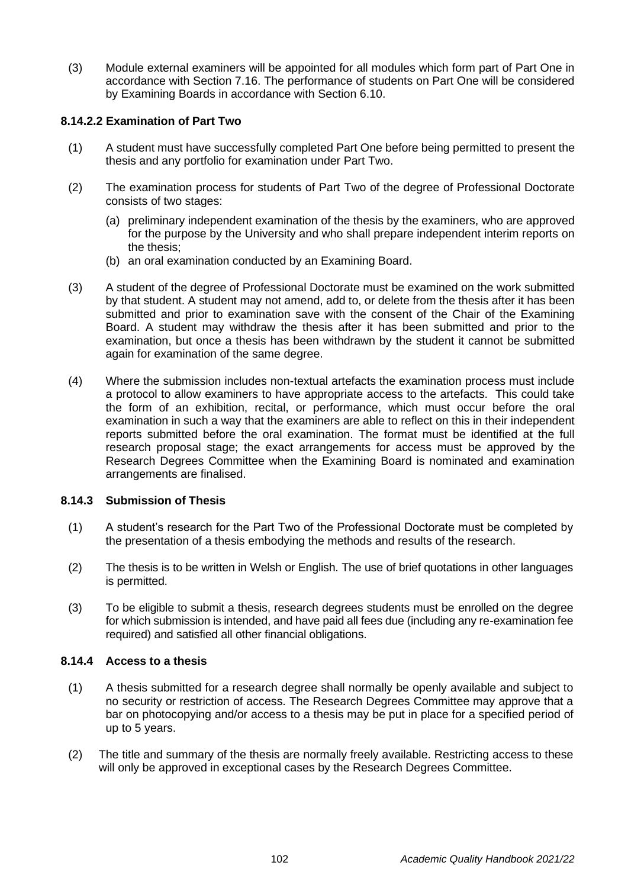(3) Module external examiners will be appointed for all modules which form part of Part One in accordance with Section 7.16. The performance of students on Part One will be considered by Examining Boards in accordance with Section 6.10.

#### 8.14.2.2 Examination of Part Two

(1) A student must have successfully completed Part One before being permitted to present the thesis and any portfolio for examination under Part Two.

(2) The examination process for students of Part Two of the degree of Professional Doctorate consists of two stages:

   (a) preliminary independent examination of the thesis by the examiners, who are approved for the purpose by the University and who shall prepare independent interim reports on the thesis;

   (b) an oral examination conducted by an Examining Board.

(3) A student of the degree of Professional Doctorate must be examined on the work submitted by that student. A student may not amend, add to, or delete from the thesis after it has been submitted and prior to examination save with the consent of the Chair of the Examining Board. A student may withdraw the thesis after it has been submitted and prior to the examination, but once a thesis has been withdrawn by the student it cannot be submitted again for examination of the same degree.

(4) Where the submission includes non-textual artefacts the examination process must include a protocol to allow examiners to have appropriate access to the artefacts. This could take the form of an exhibition, recital, or performance, which must occur before the oral examination in such a way that the examiners are able to reflect on this in their independent reports submitted before the oral examination. The format must be identified at the full research proposal stage; the exact arrangements for access must be approved by the Research Degrees Committee when the Examining Board is nominated and examination arrangements are finalised.

### 8.14.3 Submission of Thesis

(1) A student's research for the Part Two of the Professional Doctorate must be completed by the presentation of a thesis embodying the methods and results of the research.

(2) The thesis is to be written in Welsh or English. The use of brief quotations in other languages is permitted.

(3) To be eligible to submit a thesis, research degrees students must be enrolled on the degree for which submission is intended, and have paid all fees due (including any re-examination fee required) and satisfied all other financial obligations.

### 8.14.4 Access to a thesis

(1) A thesis submitted for a research degree shall normally be openly available and subject to no security or restriction of access. The Research Degrees Committee may approve that a bar on photocopying and/or access to a thesis may be put in place for a specified period of up to 5 years.

(2) The title and summary of the thesis are normally freely available. Restricting access to these will only be approved in exceptional cases by the Research Degrees Committee.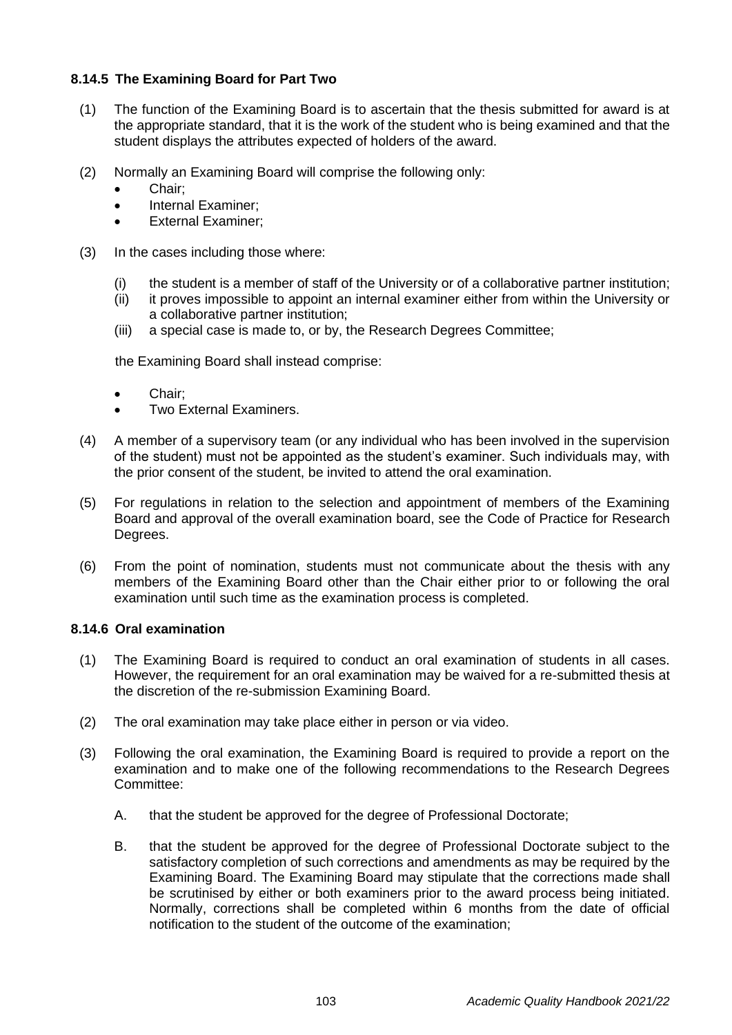### 8.14.5 The Examining Board for Part Two

(1) The function of the Examining Board is to ascertain that the thesis submitted for award is at the appropriate standard, that it is the work of the student who is being examined and that the student displays the attributes expected of holders of the award.

(2) Normally an Examining Board will comprise the following only:

- Chair;
- Internal Examiner;
- External Examiner;

(3) In the cases including those where:

(i) the student is a member of staff of the University or of a collaborative partner institution;
(ii) it proves impossible to appoint an internal examiner either from within the University or a collaborative partner institution;
(iii) a special case is made to, or by, the Research Degrees Committee;

the Examining Board shall instead comprise:

- Chair;
- Two External Examiners.

(4) A member of a supervisory team (or any individual who has been involved in the supervision of the student) must not be appointed as the student's examiner. Such individuals may, with the prior consent of the student, be invited to attend the oral examination.

(5) For regulations in relation to the selection and appointment of members of the Examining Board and approval of the overall examination board, see the Code of Practice for Research Degrees.

(6) From the point of nomination, students must not communicate about the thesis with any members of the Examining Board other than the Chair either prior to or following the oral examination until such time as the examination process is completed.

### 8.14.6 Oral examination

(1) The Examining Board is required to conduct an oral examination of students in all cases. However, the requirement for an oral examination may be waived for a re-submitted thesis at the discretion of the re-submission Examining Board.

(2) The oral examination may take place either in person or via video.

(3) Following the oral examination, the Examining Board is required to provide a report on the examination and to make one of the following recommendations to the Research Degrees Committee:

A. that the student be approved for the degree of Professional Doctorate;

B. that the student be approved for the degree of Professional Doctorate subject to the satisfactory completion of such corrections and amendments as may be required by the Examining Board. The Examining Board may stipulate that the corrections made shall be scrutinised by either or both examiners prior to the award process being initiated. Normally, corrections shall be completed within 6 months from the date of official notification to the student of the outcome of the examination;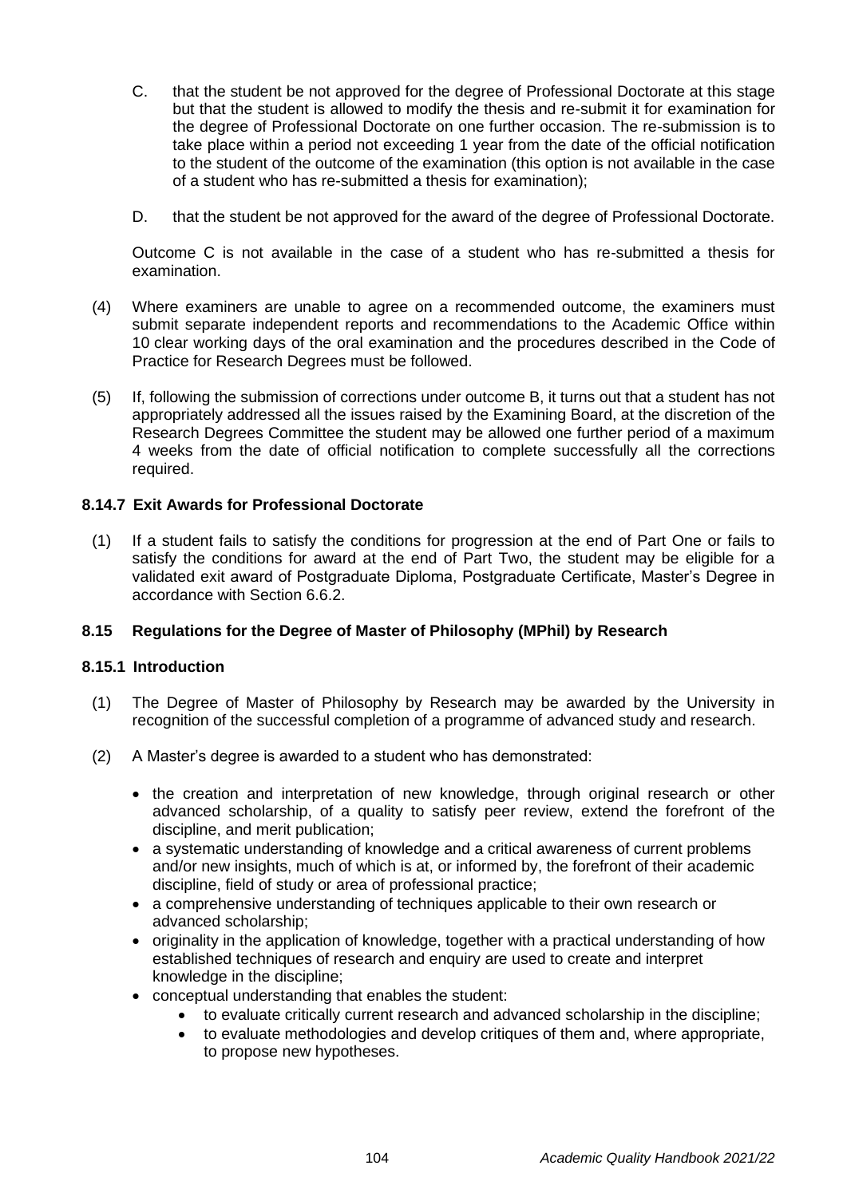C. that the student be not approved for the degree of Professional Doctorate at this stage but that the student is allowed to modify the thesis and re-submit it for examination for the degree of Professional Doctorate on one further occasion. The re-submission is to take place within a period not exceeding 1 year from the date of the official notification to the student of the outcome of the examination (this option is not available in the case of a student who has re-submitted a thesis for examination);

D. that the student be not approved for the award of the degree of Professional Doctorate.

Outcome C is not available in the case of a student who has re-submitted a thesis for examination.

(4) Where examiners are unable to agree on a recommended outcome, the examiners must submit separate independent reports and recommendations to the Academic Office within 10 clear working days of the oral examination and the procedures described in the Code of Practice for Research Degrees must be followed.

(5) If, following the submission of corrections under outcome B, it turns out that a student has not appropriately addressed all the issues raised by the Examining Board, at the discretion of the Research Degrees Committee the student may be allowed one further period of a maximum 4 weeks from the date of official notification to complete successfully all the corrections required.

### 8.14.7 Exit Awards for Professional Doctorate

(1) If a student fails to satisfy the conditions for progression at the end of Part One or fails to satisfy the conditions for award at the end of Part Two, the student may be eligible for a validated exit award of Postgraduate Diploma, Postgraduate Certificate, Master's Degree in accordance with Section 6.6.2.

## 8.15 Regulations for the Degree of Master of Philosophy (MPhil) by Research

### 8.15.1 Introduction

(1) The Degree of Master of Philosophy by Research may be awarded by the University in recognition of the successful completion of a programme of advanced study and research.

(2) A Master's degree is awarded to a student who has demonstrated:

- the creation and interpretation of new knowledge, through original research or other advanced scholarship, of a quality to satisfy peer review, extend the forefront of the discipline, and merit publication;
- a systematic understanding of knowledge and a critical awareness of current problems and/or new insights, much of which is at, or informed by, the forefront of their academic discipline, field of study or area of professional practice;
- a comprehensive understanding of techniques applicable to their own research or advanced scholarship;
- originality in the application of knowledge, together with a practical understanding of how established techniques of research and enquiry are used to create and interpret knowledge in the discipline;
- conceptual understanding that enables the student:
  - to evaluate critically current research and advanced scholarship in the discipline;
  - to evaluate methodologies and develop critiques of them and, where appropriate, to propose new hypotheses.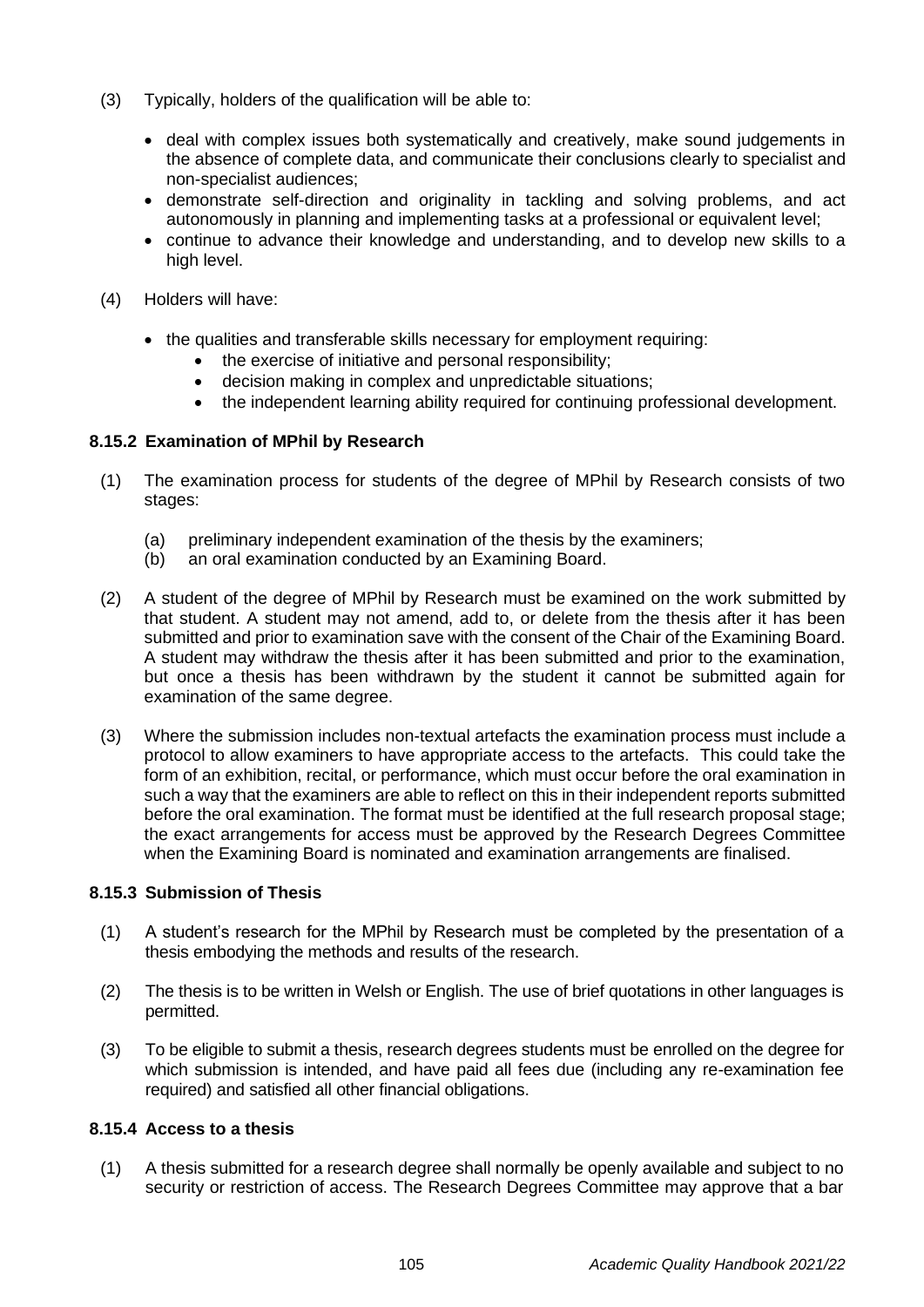(3) Typically, holders of the qualification will be able to:

- deal with complex issues both systematically and creatively, make sound judgements in the absence of complete data, and communicate their conclusions clearly to specialist and non-specialist audiences;
- demonstrate self-direction and originality in tackling and solving problems, and act autonomously in planning and implementing tasks at a professional or equivalent level;
- continue to advance their knowledge and understanding, and to develop new skills to a high level.

(4) Holders will have:

- the qualities and transferable skills necessary for employment requiring:
  - the exercise of initiative and personal responsibility;
  - decision making in complex and unpredictable situations;
  - the independent learning ability required for continuing professional development.

### 8.15.2 Examination of MPhil by Research

(1) The examination process for students of the degree of MPhil by Research consists of two stages:

(a) preliminary independent examination of the thesis by the examiners;
(b) an oral examination conducted by an Examining Board.

(2) A student of the degree of MPhil by Research must be examined on the work submitted by that student. A student may not amend, add to, or delete from the thesis after it has been submitted and prior to examination save with the consent of the Chair of the Examining Board. A student may withdraw the thesis after it has been submitted and prior to the examination, but once a thesis has been withdrawn by the student it cannot be submitted again for examination of the same degree.

(3) Where the submission includes non-textual artefacts the examination process must include a protocol to allow examiners to have appropriate access to the artefacts. This could take the form of an exhibition, recital, or performance, which must occur before the oral examination in such a way that the examiners are able to reflect on this in their independent reports submitted before the oral examination. The format must be identified at the full research proposal stage; the exact arrangements for access must be approved by the Research Degrees Committee when the Examining Board is nominated and examination arrangements are finalised.

### 8.15.3 Submission of Thesis

(1) A student's research for the MPhil by Research must be completed by the presentation of a thesis embodying the methods and results of the research.

(2) The thesis is to be written in Welsh or English. The use of brief quotations in other languages is permitted.

(3) To be eligible to submit a thesis, research degrees students must be enrolled on the degree for which submission is intended, and have paid all fees due (including any re-examination fee required) and satisfied all other financial obligations.

### 8.15.4 Access to a thesis

(1) A thesis submitted for a research degree shall normally be openly available and subject to no security or restriction of access. The Research Degrees Committee may approve that a bar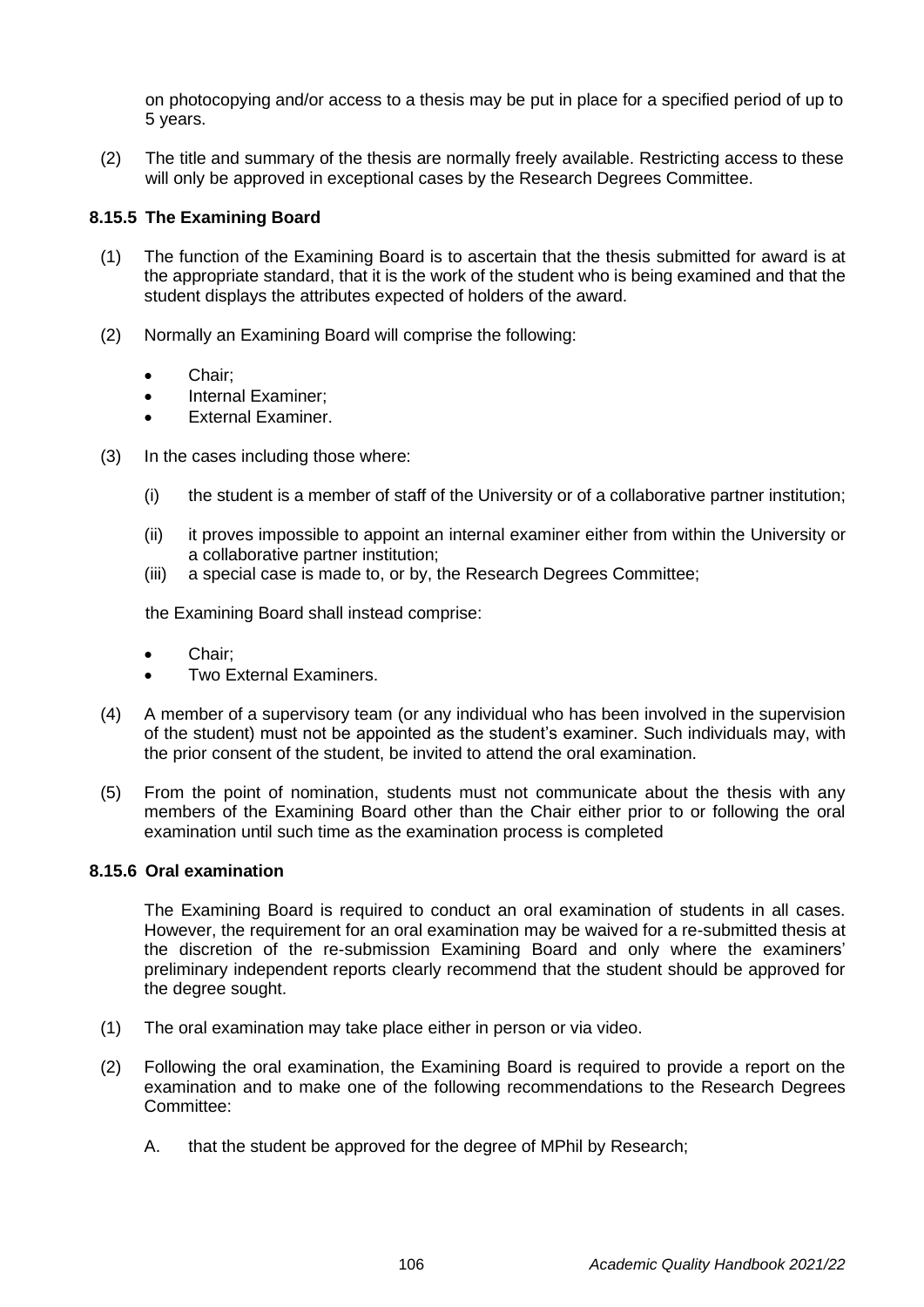on photocopying and/or access to a thesis may be put in place for a specified period of up to 5 years.

(2) The title and summary of the thesis are normally freely available. Restricting access to these will only be approved in exceptional cases by the Research Degrees Committee.

### 8.15.5 The Examining Board

(1) The function of the Examining Board is to ascertain that the thesis submitted for award is at the appropriate standard, that it is the work of the student who is being examined and that the student displays the attributes expected of holders of the award.

(2) Normally an Examining Board will comprise the following:

- Chair;
- Internal Examiner;
- External Examiner.

(3) In the cases including those where:

(i) the student is a member of staff of the University or of a collaborative partner institution;

(ii) it proves impossible to appoint an internal examiner either from within the University or a collaborative partner institution;

(iii) a special case is made to, or by, the Research Degrees Committee;

the Examining Board shall instead comprise:

- Chair;
- Two External Examiners.

(4) A member of a supervisory team (or any individual who has been involved in the supervision of the student) must not be appointed as the student's examiner. Such individuals may, with the prior consent of the student, be invited to attend the oral examination.

(5) From the point of nomination, students must not communicate about the thesis with any members of the Examining Board other than the Chair either prior to or following the oral examination until such time as the examination process is completed

### 8.15.6 Oral examination

The Examining Board is required to conduct an oral examination of students in all cases. However, the requirement for an oral examination may be waived for a re-submitted thesis at the discretion of the re-submission Examining Board and only where the examiners' preliminary independent reports clearly recommend that the student should be approved for the degree sought.

(1) The oral examination may take place either in person or via video.

(2) Following the oral examination, the Examining Board is required to provide a report on the examination and to make one of the following recommendations to the Research Degrees Committee:

A. that the student be approved for the degree of MPhil by Research;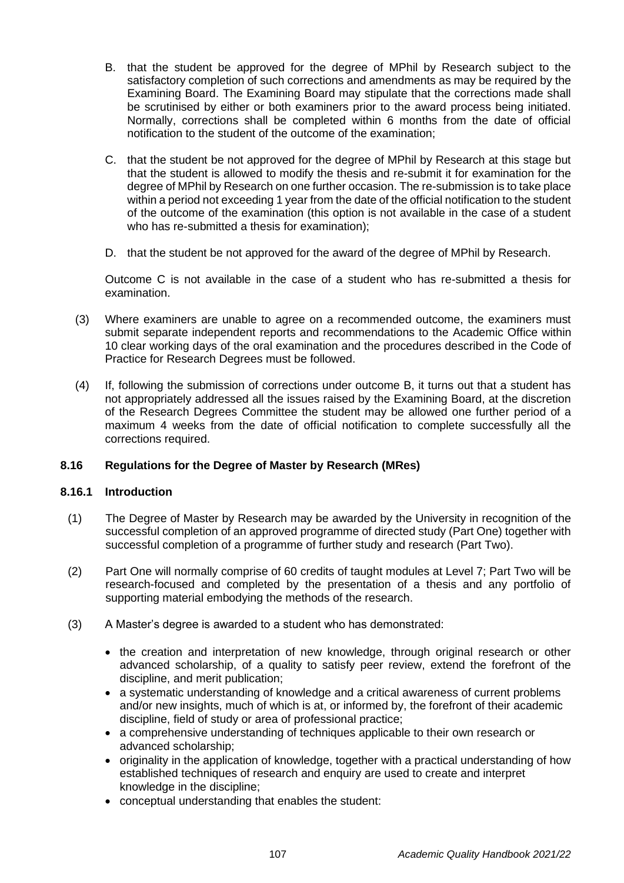B. that the student be approved for the degree of MPhil by Research subject to the satisfactory completion of such corrections and amendments as may be required by the Examining Board. The Examining Board may stipulate that the corrections made shall be scrutinised by either or both examiners prior to the award process being initiated. Normally, corrections shall be completed within 6 months from the date of official notification to the student of the outcome of the examination;

C. that the student be not approved for the degree of MPhil by Research at this stage but that the student is allowed to modify the thesis and re-submit it for examination for the degree of MPhil by Research on one further occasion. The re-submission is to take place within a period not exceeding 1 year from the date of the official notification to the student of the outcome of the examination (this option is not available in the case of a student who has re-submitted a thesis for examination);

D. that the student be not approved for the award of the degree of MPhil by Research.

Outcome C is not available in the case of a student who has re-submitted a thesis for examination.

(3) Where examiners are unable to agree on a recommended outcome, the examiners must submit separate independent reports and recommendations to the Academic Office within 10 clear working days of the oral examination and the procedures described in the Code of Practice for Research Degrees must be followed.

(4) If, following the submission of corrections under outcome B, it turns out that a student has not appropriately addressed all the issues raised by the Examining Board, at the discretion of the Research Degrees Committee the student may be allowed one further period of a maximum 4 weeks from the date of official notification to complete successfully all the corrections required.

### 8.16 Regulations for the Degree of Master by Research (MRes)

#### 8.16.1 Introduction

(1) The Degree of Master by Research may be awarded by the University in recognition of the successful completion of an approved programme of directed study (Part One) together with successful completion of a programme of further study and research (Part Two).

(2) Part One will normally comprise of 60 credits of taught modules at Level 7; Part Two will be research-focused and completed by the presentation of a thesis and any portfolio of supporting material embodying the methods of the research.

(3) A Master's degree is awarded to a student who has demonstrated:

- the creation and interpretation of new knowledge, through original research or other advanced scholarship, of a quality to satisfy peer review, extend the forefront of the discipline, and merit publication;
- a systematic understanding of knowledge and a critical awareness of current problems and/or new insights, much of which is at, or informed by, the forefront of their academic discipline, field of study or area of professional practice;
- a comprehensive understanding of techniques applicable to their own research or advanced scholarship;
- originality in the application of knowledge, together with a practical understanding of how established techniques of research and enquiry are used to create and interpret knowledge in the discipline;
- conceptual understanding that enables the student: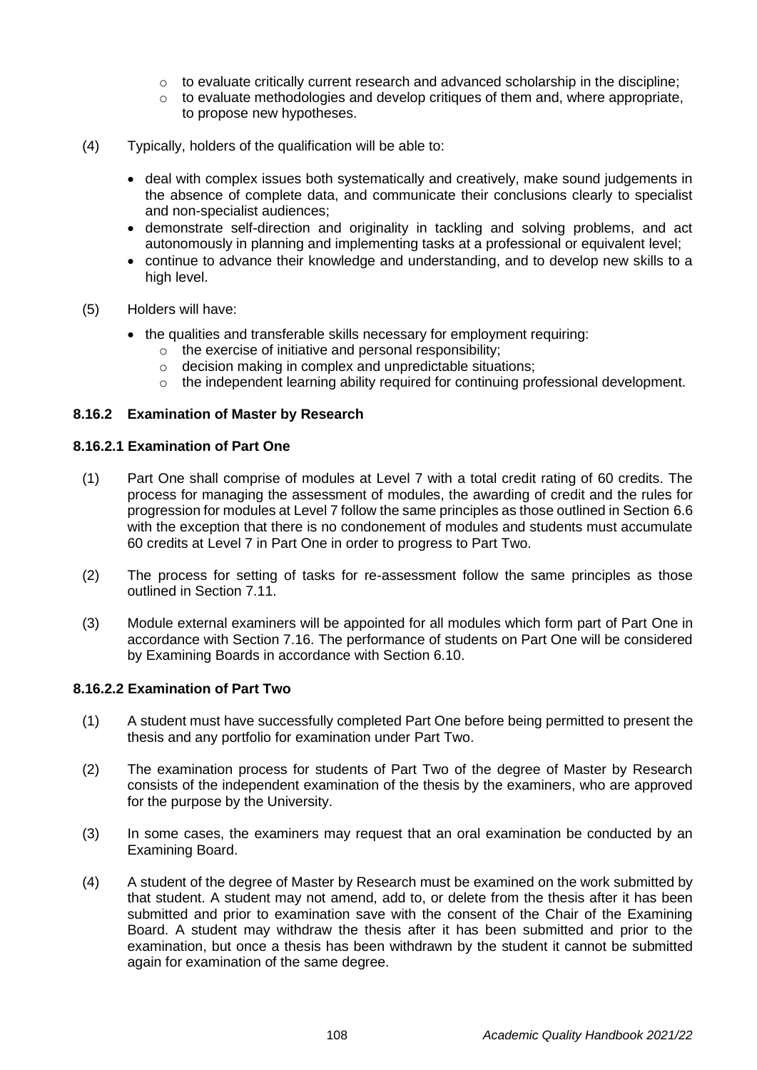- to evaluate critically current research and advanced scholarship in the discipline;
  - to evaluate methodologies and develop critiques of them and, where appropriate, to propose new hypotheses.

(4) Typically, holders of the qualification will be able to:

- deal with complex issues both systematically and creatively, make sound judgements in the absence of complete data, and communicate their conclusions clearly to specialist and non-specialist audiences;
- demonstrate self-direction and originality in tackling and solving problems, and act autonomously in planning and implementing tasks at a professional or equivalent level;
- continue to advance their knowledge and understanding, and to develop new skills to a high level.

(5) Holders will have:

- the qualities and transferable skills necessary for employment requiring:
  - the exercise of initiative and personal responsibility;
  - decision making in complex and unpredictable situations;
  - the independent learning ability required for continuing professional development.

### 8.16.2 Examination of Master by Research

#### 8.16.2.1 Examination of Part One

(1) Part One shall comprise of modules at Level 7 with a total credit rating of 60 credits. The process for managing the assessment of modules, the awarding of credit and the rules for progression for modules at Level 7 follow the same principles as those outlined in Section 6.6 with the exception that there is no condonement of modules and students must accumulate 60 credits at Level 7 in Part One in order to progress to Part Two.

(2) The process for setting of tasks for re-assessment follow the same principles as those outlined in Section 7.11.

(3) Module external examiners will be appointed for all modules which form part of Part One in accordance with Section 7.16. The performance of students on Part One will be considered by Examining Boards in accordance with Section 6.10.

#### 8.16.2.2 Examination of Part Two

(1) A student must have successfully completed Part One before being permitted to present the thesis and any portfolio for examination under Part Two.

(2) The examination process for students of Part Two of the degree of Master by Research consists of the independent examination of the thesis by the examiners, who are approved for the purpose by the University.

(3) In some cases, the examiners may request that an oral examination be conducted by an Examining Board.

(4) A student of the degree of Master by Research must be examined on the work submitted by that student. A student may not amend, add to, or delete from the thesis after it has been submitted and prior to examination save with the consent of the Chair of the Examining Board. A student may withdraw the thesis after it has been submitted and prior to the examination, but once a thesis has been withdrawn by the student it cannot be submitted again for examination of the same degree.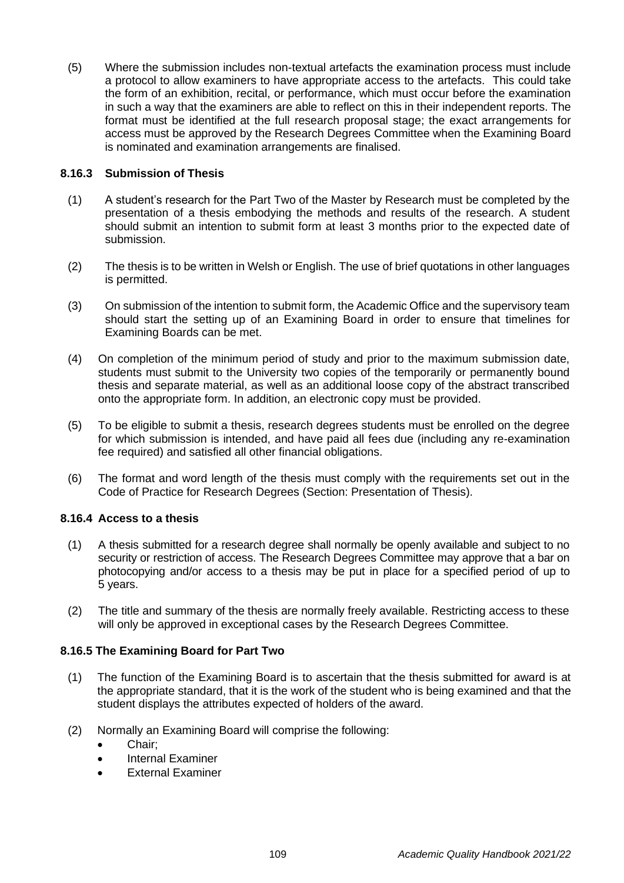(5) Where the submission includes non-textual artefacts the examination process must include a protocol to allow examiners to have appropriate access to the artefacts. This could take the form of an exhibition, recital, or performance, which must occur before the examination in such a way that the examiners are able to reflect on this in their independent reports. The format must be identified at the full research proposal stage; the exact arrangements for access must be approved by the Research Degrees Committee when the Examining Board is nominated and examination arrangements are finalised.

### 8.16.3 Submission of Thesis

(1) A student's research for the Part Two of the Master by Research must be completed by the presentation of a thesis embodying the methods and results of the research. A student should submit an intention to submit form at least 3 months prior to the expected date of submission.

(2) The thesis is to be written in Welsh or English. The use of brief quotations in other languages is permitted.

(3) On submission of the intention to submit form, the Academic Office and the supervisory team should start the setting up of an Examining Board in order to ensure that timelines for Examining Boards can be met.

(4) On completion of the minimum period of study and prior to the maximum submission date, students must submit to the University two copies of the temporarily or permanently bound thesis and separate material, as well as an additional loose copy of the abstract transcribed onto the appropriate form. In addition, an electronic copy must be provided.

(5) To be eligible to submit a thesis, research degrees students must be enrolled on the degree for which submission is intended, and have paid all fees due (including any re-examination fee required) and satisfied all other financial obligations.

(6) The format and word length of the thesis must comply with the requirements set out in the Code of Practice for Research Degrees (Section: Presentation of Thesis).

### 8.16.4 Access to a thesis

(1) A thesis submitted for a research degree shall normally be openly available and subject to no security or restriction of access. The Research Degrees Committee may approve that a bar on photocopying and/or access to a thesis may be put in place for a specified period of up to 5 years.

(2) The title and summary of the thesis are normally freely available. Restricting access to these will only be approved in exceptional cases by the Research Degrees Committee.

### 8.16.5 The Examining Board for Part Two

(1) The function of the Examining Board is to ascertain that the thesis submitted for award is at the appropriate standard, that it is the work of the student who is being examined and that the student displays the attributes expected of holders of the award.

(2) Normally an Examining Board will comprise the following:
- Chair;
- Internal Examiner
- External Examiner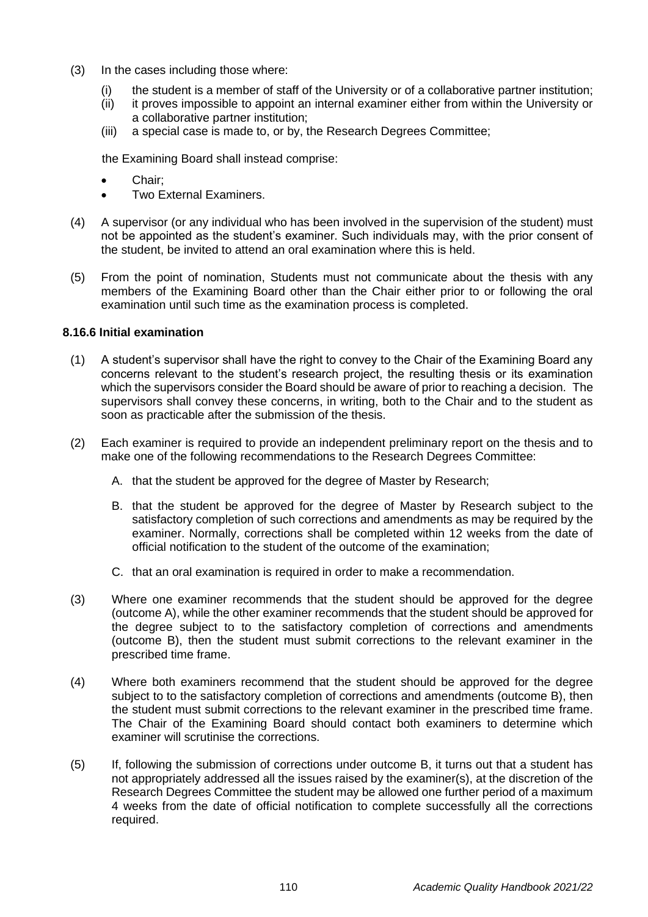(3) In the cases including those where:

   (i) the student is a member of staff of the University or of a collaborative partner institution;
   (ii) it proves impossible to appoint an internal examiner either from within the University or a collaborative partner institution;
   (iii) a special case is made to, or by, the Research Degrees Committee;

   the Examining Board shall instead comprise:

   - Chair;
   - Two External Examiners.

(4) A supervisor (or any individual who has been involved in the supervision of the student) must not be appointed as the student's examiner. Such individuals may, with the prior consent of the student, be invited to attend an oral examination where this is held.

(5) From the point of nomination, Students must not communicate about the thesis with any members of the Examining Board other than the Chair either prior to or following the oral examination until such time as the examination process is completed.

**8.16.6 Initial examination**

(1) A student's supervisor shall have the right to convey to the Chair of the Examining Board any concerns relevant to the student's research project, the resulting thesis or its examination which the supervisors consider the Board should be aware of prior to reaching a decision. The supervisors shall convey these concerns, in writing, both to the Chair and to the student as soon as practicable after the submission of the thesis.

(2) Each examiner is required to provide an independent preliminary report on the thesis and to make one of the following recommendations to the Research Degrees Committee:

   A. that the student be approved for the degree of Master by Research;

   B. that the student be approved for the degree of Master by Research subject to the satisfactory completion of such corrections and amendments as may be required by the examiner. Normally, corrections shall be completed within 12 weeks from the date of official notification to the student of the outcome of the examination;

   C. that an oral examination is required in order to make a recommendation.

(3) Where one examiner recommends that the student should be approved for the degree (outcome A), while the other examiner recommends that the student should be approved for the degree subject to to the satisfactory completion of corrections and amendments (outcome B), then the student must submit corrections to the relevant examiner in the prescribed time frame.

(4) Where both examiners recommend that the student should be approved for the degree subject to to the satisfactory completion of corrections and amendments (outcome B), then the student must submit corrections to the relevant examiner in the prescribed time frame. The Chair of the Examining Board should contact both examiners to determine which examiner will scrutinise the corrections.

(5) If, following the submission of corrections under outcome B, it turns out that a student has not appropriately addressed all the issues raised by the examiner(s), at the discretion of the Research Degrees Committee the student may be allowed one further period of a maximum 4 weeks from the date of official notification to complete successfully all the corrections required.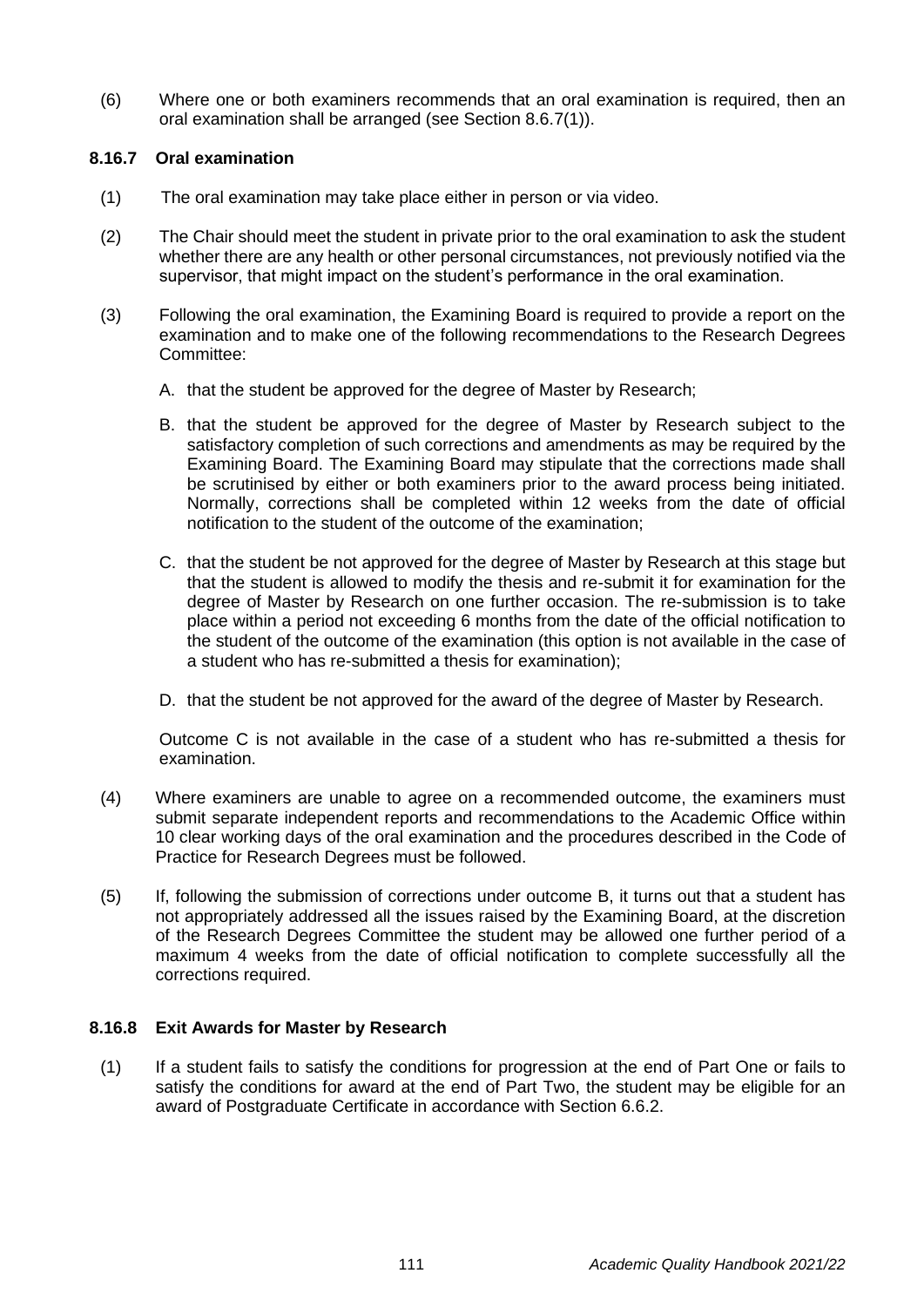(6) Where one or both examiners recommends that an oral examination is required, then an oral examination shall be arranged (see Section 8.6.7(1)).

### 8.16.7 Oral examination

(1) The oral examination may take place either in person or via video.

(2) The Chair should meet the student in private prior to the oral examination to ask the student whether there are any health or other personal circumstances, not previously notified via the supervisor, that might impact on the student's performance in the oral examination.

(3) Following the oral examination, the Examining Board is required to provide a report on the examination and to make one of the following recommendations to the Research Degrees Committee:

A. that the student be approved for the degree of Master by Research;

B. that the student be approved for the degree of Master by Research subject to the satisfactory completion of such corrections and amendments as may be required by the Examining Board. The Examining Board may stipulate that the corrections made shall be scrutinised by either or both examiners prior to the award process being initiated. Normally, corrections shall be completed within 12 weeks from the date of official notification to the student of the outcome of the examination;

C. that the student be not approved for the degree of Master by Research at this stage but that the student is allowed to modify the thesis and re-submit it for examination for the degree of Master by Research on one further occasion. The re-submission is to take place within a period not exceeding 6 months from the date of the official notification to the student of the outcome of the examination (this option is not available in the case of a student who has re-submitted a thesis for examination);

D. that the student be not approved for the award of the degree of Master by Research.

Outcome C is not available in the case of a student who has re-submitted a thesis for examination.

(4) Where examiners are unable to agree on a recommended outcome, the examiners must submit separate independent reports and recommendations to the Academic Office within 10 clear working days of the oral examination and the procedures described in the Code of Practice for Research Degrees must be followed.

(5) If, following the submission of corrections under outcome B, it turns out that a student has not appropriately addressed all the issues raised by the Examining Board, at the discretion of the Research Degrees Committee the student may be allowed one further period of a maximum 4 weeks from the date of official notification to complete successfully all the corrections required.

### 8.16.8 Exit Awards for Master by Research

(1) If a student fails to satisfy the conditions for progression at the end of Part One or fails to satisfy the conditions for award at the end of Part Two, the student may be eligible for an award of Postgraduate Certificate in accordance with Section 6.6.2.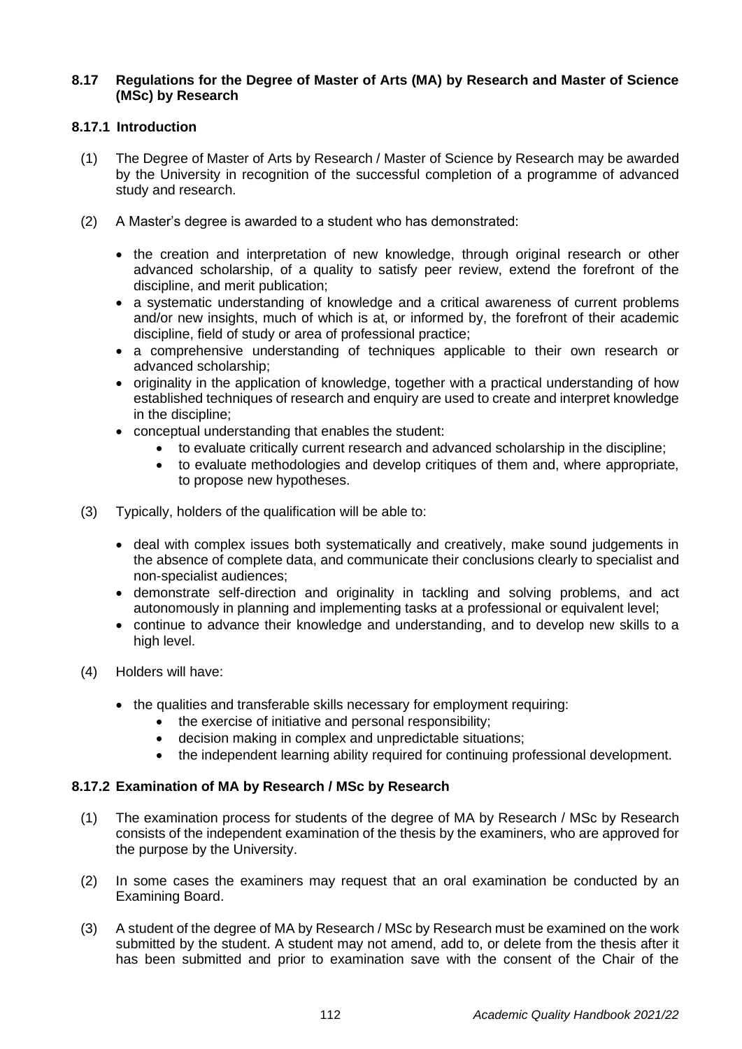### 8.17 Regulations for the Degree of Master of Arts (MA) by Research and Master of Science (MSc) by Research

#### 8.17.1 Introduction

(1) The Degree of Master of Arts by Research / Master of Science by Research may be awarded by the University in recognition of the successful completion of a programme of advanced study and research.

(2) A Master's degree is awarded to a student who has demonstrated:

- the creation and interpretation of new knowledge, through original research or other advanced scholarship, of a quality to satisfy peer review, extend the forefront of the discipline, and merit publication;
- a systematic understanding of knowledge and a critical awareness of current problems and/or new insights, much of which is at, or informed by, the forefront of their academic discipline, field of study or area of professional practice;
- a comprehensive understanding of techniques applicable to their own research or advanced scholarship;
- originality in the application of knowledge, together with a practical understanding of how established techniques of research and enquiry are used to create and interpret knowledge in the discipline;
- conceptual understanding that enables the student:
  - to evaluate critically current research and advanced scholarship in the discipline;
  - to evaluate methodologies and develop critiques of them and, where appropriate, to propose new hypotheses.

(3) Typically, holders of the qualification will be able to:

- deal with complex issues both systematically and creatively, make sound judgements in the absence of complete data, and communicate their conclusions clearly to specialist and non-specialist audiences;
- demonstrate self-direction and originality in tackling and solving problems, and act autonomously in planning and implementing tasks at a professional or equivalent level;
- continue to advance their knowledge and understanding, and to develop new skills to a high level.

(4) Holders will have:

- the qualities and transferable skills necessary for employment requiring:
  - the exercise of initiative and personal responsibility;
  - decision making in complex and unpredictable situations;
  - the independent learning ability required for continuing professional development.

#### 8.17.2 Examination of MA by Research / MSc by Research

(1) The examination process for students of the degree of MA by Research / MSc by Research consists of the independent examination of the thesis by the examiners, who are approved for the purpose by the University.

(2) In some cases the examiners may request that an oral examination be conducted by an Examining Board.

(3) A student of the degree of MA by Research / MSc by Research must be examined on the work submitted by the student. A student may not amend, add to, or delete from the thesis after it has been submitted and prior to examination save with the consent of the Chair of the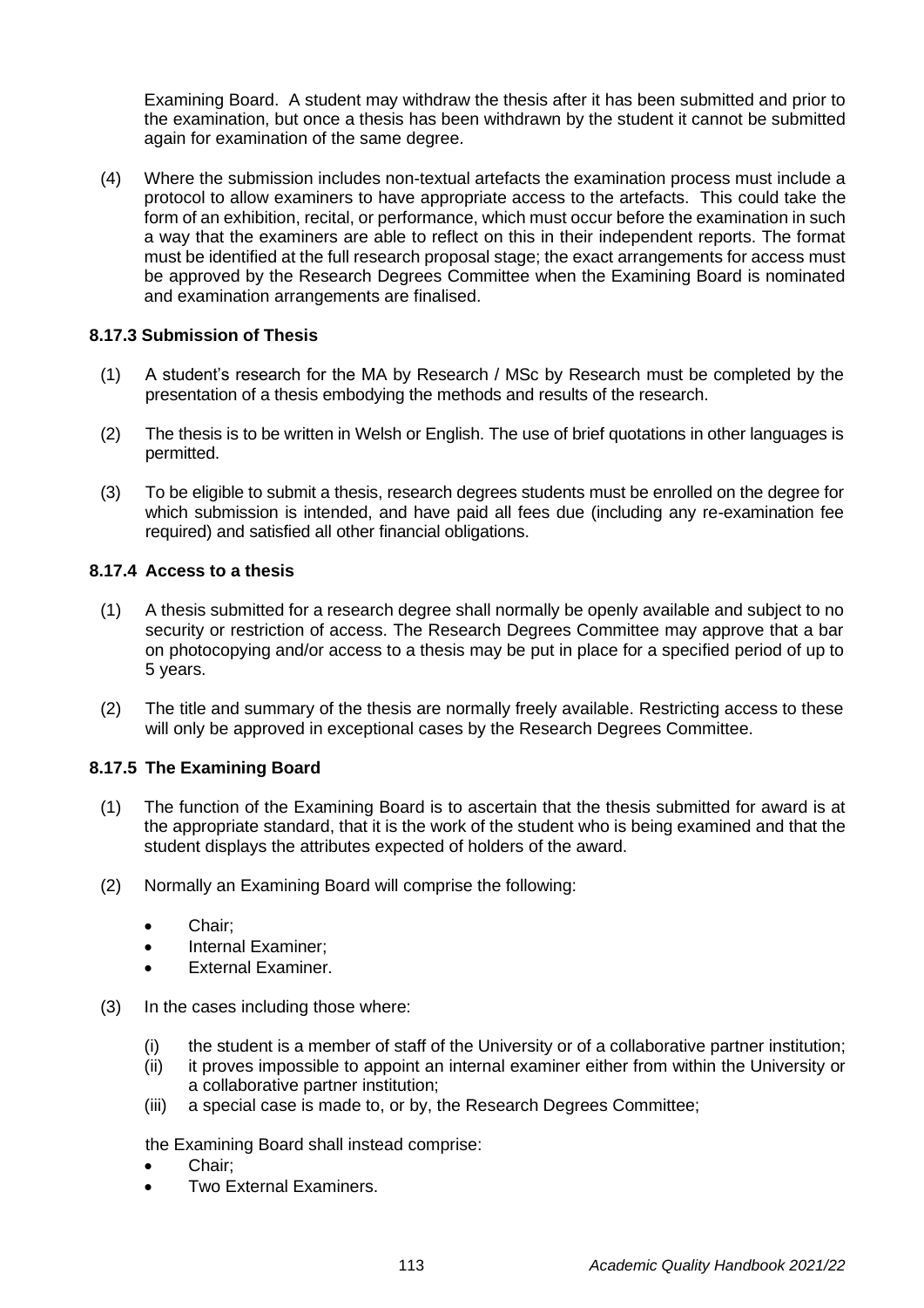Examining Board. A student may withdraw the thesis after it has been submitted and prior to the examination, but once a thesis has been withdrawn by the student it cannot be submitted again for examination of the same degree.

(4) Where the submission includes non-textual artefacts the examination process must include a protocol to allow examiners to have appropriate access to the artefacts. This could take the form of an exhibition, recital, or performance, which must occur before the examination in such a way that the examiners are able to reflect on this in their independent reports. The format must be identified at the full research proposal stage; the exact arrangements for access must be approved by the Research Degrees Committee when the Examining Board is nominated and examination arrangements are finalised.

### 8.17.3 Submission of Thesis

(1) A student's research for the MA by Research / MSc by Research must be completed by the presentation of a thesis embodying the methods and results of the research.

(2) The thesis is to be written in Welsh or English. The use of brief quotations in other languages is permitted.

(3) To be eligible to submit a thesis, research degrees students must be enrolled on the degree for which submission is intended, and have paid all fees due (including any re-examination fee required) and satisfied all other financial obligations.

### 8.17.4 Access to a thesis

(1) A thesis submitted for a research degree shall normally be openly available and subject to no security or restriction of access. The Research Degrees Committee may approve that a bar on photocopying and/or access to a thesis may be put in place for a specified period of up to 5 years.

(2) The title and summary of the thesis are normally freely available. Restricting access to these will only be approved in exceptional cases by the Research Degrees Committee.

### 8.17.5 The Examining Board

(1) The function of the Examining Board is to ascertain that the thesis submitted for award is at the appropriate standard, that it is the work of the student who is being examined and that the student displays the attributes expected of holders of the award.

(2) Normally an Examining Board will comprise the following:

- Chair;
- Internal Examiner;
- External Examiner.

(3) In the cases including those where:

(i) the student is a member of staff of the University or of a collaborative partner institution;
(ii) it proves impossible to appoint an internal examiner either from within the University or a collaborative partner institution;
(iii) a special case is made to, or by, the Research Degrees Committee;

the Examining Board shall instead comprise:

- Chair;
- Two External Examiners.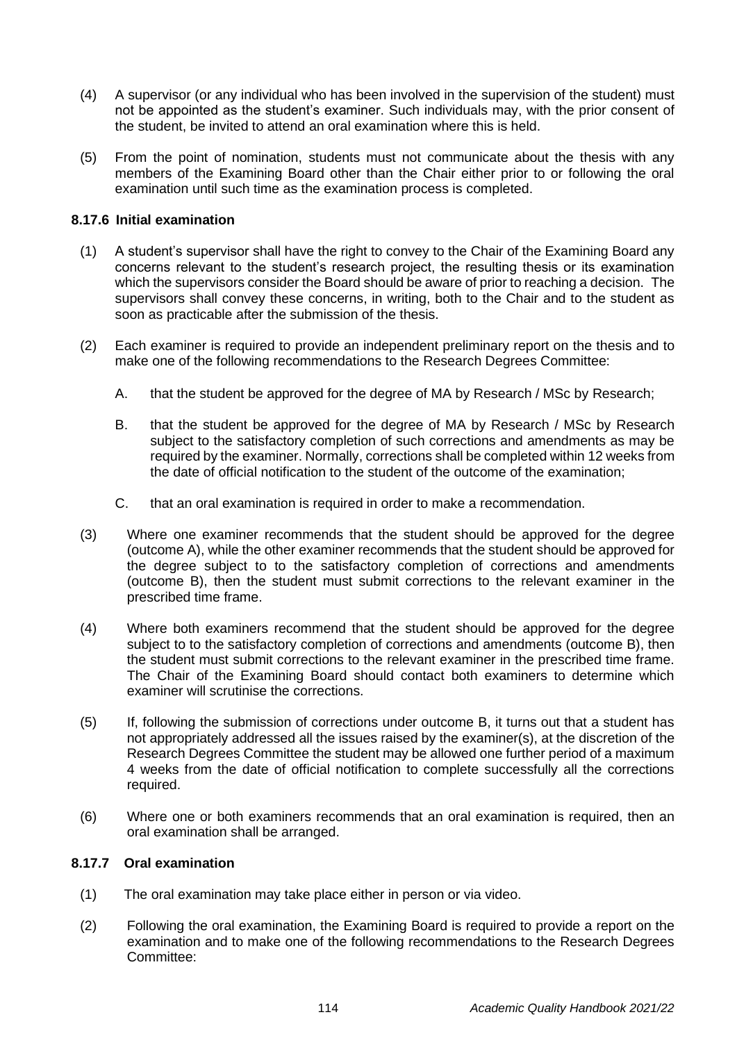(4) A supervisor (or any individual who has been involved in the supervision of the student) must not be appointed as the student's examiner. Such individuals may, with the prior consent of the student, be invited to attend an oral examination where this is held.

(5) From the point of nomination, students must not communicate about the thesis with any members of the Examining Board other than the Chair either prior to or following the oral examination until such time as the examination process is completed.

### 8.17.6 Initial examination

(1) A student's supervisor shall have the right to convey to the Chair of the Examining Board any concerns relevant to the student's research project, the resulting thesis or its examination which the supervisors consider the Board should be aware of prior to reaching a decision. The supervisors shall convey these concerns, in writing, both to the Chair and to the student as soon as practicable after the submission of the thesis.

(2) Each examiner is required to provide an independent preliminary report on the thesis and to make one of the following recommendations to the Research Degrees Committee:

A. that the student be approved for the degree of MA by Research / MSc by Research;

B. that the student be approved for the degree of MA by Research / MSc by Research subject to the satisfactory completion of such corrections and amendments as may be required by the examiner. Normally, corrections shall be completed within 12 weeks from the date of official notification to the student of the outcome of the examination;

C. that an oral examination is required in order to make a recommendation.

(3) Where one examiner recommends that the student should be approved for the degree (outcome A), while the other examiner recommends that the student should be approved for the degree subject to to the satisfactory completion of corrections and amendments (outcome B), then the student must submit corrections to the relevant examiner in the prescribed time frame.

(4) Where both examiners recommend that the student should be approved for the degree subject to to the satisfactory completion of corrections and amendments (outcome B), then the student must submit corrections to the relevant examiner in the prescribed time frame. The Chair of the Examining Board should contact both examiners to determine which examiner will scrutinise the corrections.

(5) If, following the submission of corrections under outcome B, it turns out that a student has not appropriately addressed all the issues raised by the examiner(s), at the discretion of the Research Degrees Committee the student may be allowed one further period of a maximum 4 weeks from the date of official notification to complete successfully all the corrections required.

(6) Where one or both examiners recommends that an oral examination is required, then an oral examination shall be arranged.

### 8.17.7 Oral examination

(1) The oral examination may take place either in person or via video.

(2) Following the oral examination, the Examining Board is required to provide a report on the examination and to make one of the following recommendations to the Research Degrees Committee: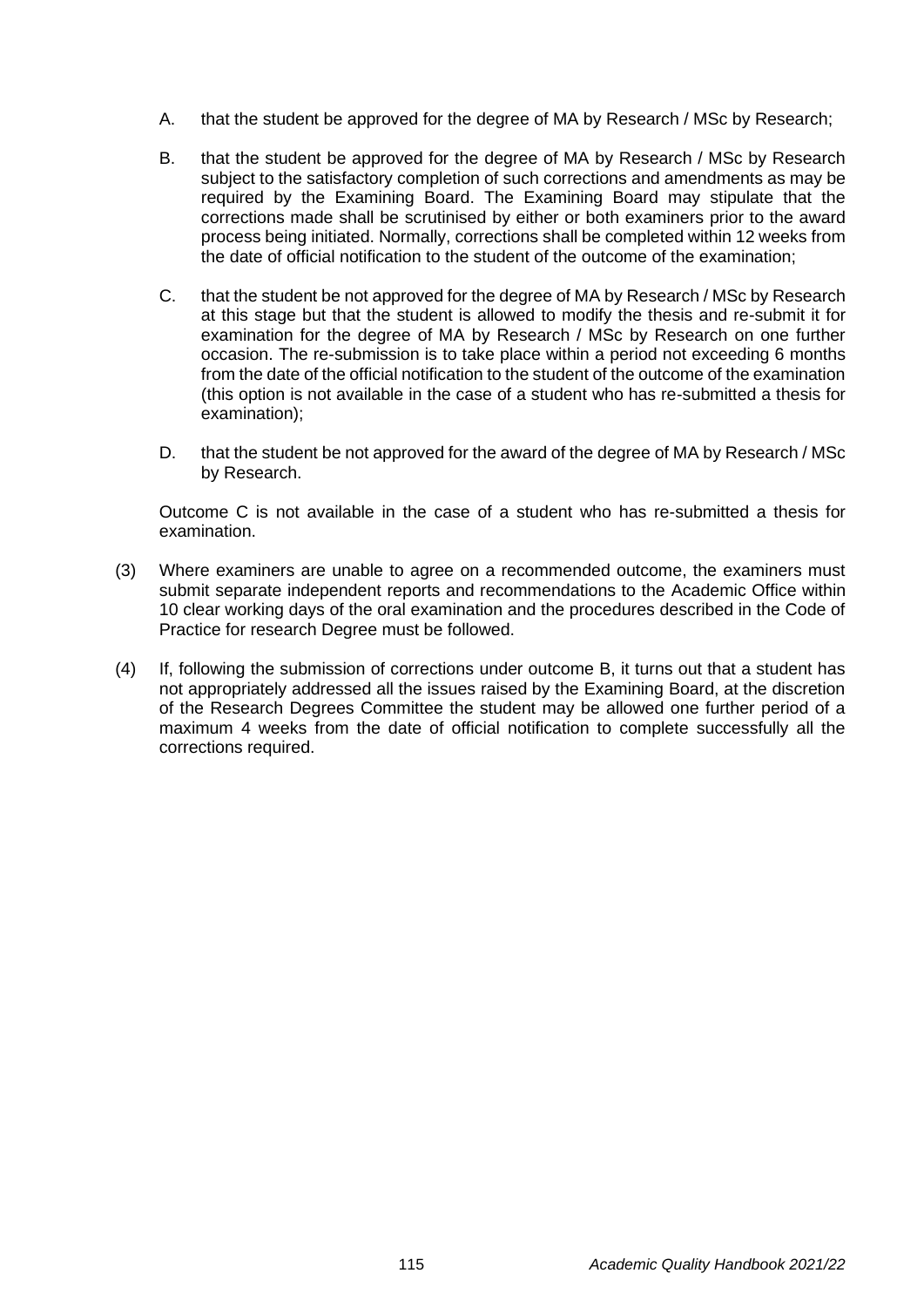A. that the student be approved for the degree of MA by Research / MSc by Research;

B. that the student be approved for the degree of MA by Research / MSc by Research subject to the satisfactory completion of such corrections and amendments as may be required by the Examining Board. The Examining Board may stipulate that the corrections made shall be scrutinised by either or both examiners prior to the award process being initiated. Normally, corrections shall be completed within 12 weeks from the date of official notification to the student of the outcome of the examination;

C. that the student be not approved for the degree of MA by Research / MSc by Research at this stage but that the student is allowed to modify the thesis and re-submit it for examination for the degree of MA by Research / MSc by Research on one further occasion. The re-submission is to take place within a period not exceeding 6 months from the date of the official notification to the student of the outcome of the examination (this option is not available in the case of a student who has re-submitted a thesis for examination);

D. that the student be not approved for the award of the degree of MA by Research / MSc by Research.

Outcome C is not available in the case of a student who has re-submitted a thesis for examination.

(3) Where examiners are unable to agree on a recommended outcome, the examiners must submit separate independent reports and recommendations to the Academic Office within 10 clear working days of the oral examination and the procedures described in the Code of Practice for research Degree must be followed.

(4) If, following the submission of corrections under outcome B, it turns out that a student has not appropriately addressed all the issues raised by the Examining Board, at the discretion of the Research Degrees Committee the student may be allowed one further period of a maximum 4 weeks from the date of official notification to complete successfully all the corrections required.